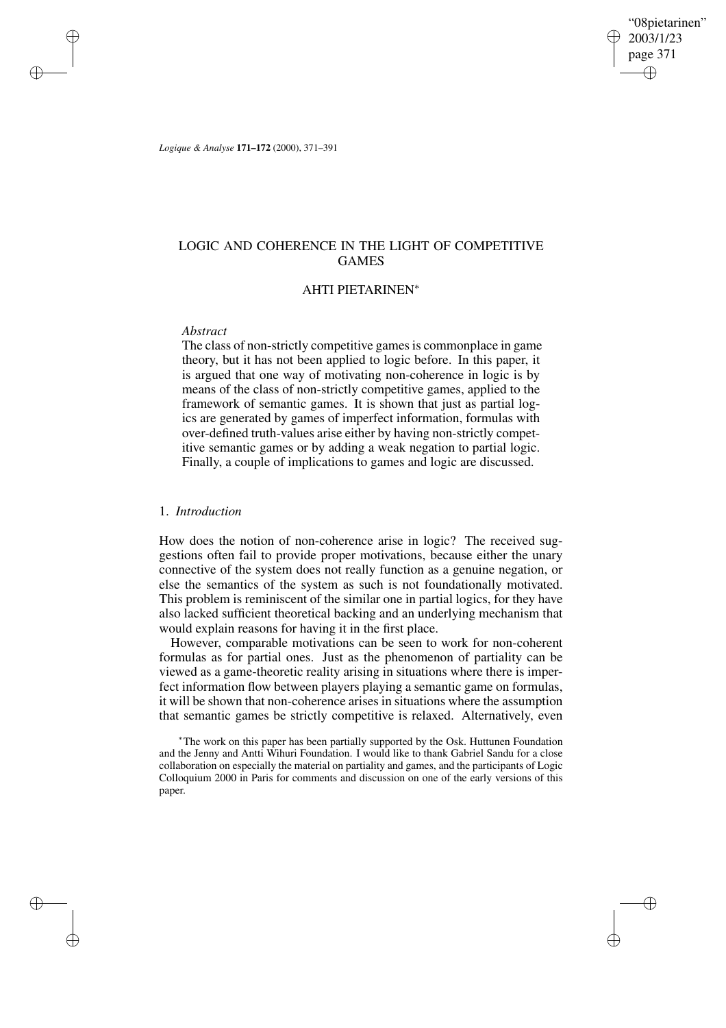# LOGIC AND COHERENCE IN THE LIGHT OF COMPETITIVE GAMES

## AHTI PIETARINEN*

*Abstract*

The class of non-strictly competitive games is commonplace in game theory, but it has not been applied to logic before. In this paper, it is argued that one way of motivating non-coherence in logic is by means of the class of non-strictly competitive games, applied to the framework of semantic games. It is shown that just as partial logics are generated by games of imperfect information, formulas with over-defined truth-values arise either by having non-strictly competitive semantic games or by adding a weak negation to partial logic. Finally, a couple of implications to games and logic are discussed.

### 1. *Introduction*

How does the notion of non-coherence arise in logic? The received suggestions often fail to provide proper motivations, because either the unary connective of the system does not really function as a genuine negation, or else the semantics of the system as such is not foundationally motivated. This problem is reminiscent of the similar one in partial logics, for they have also lacked sufficient theoretical backing and an underlying mechanism that would explain reasons for having it in the first place.

However, comparable motivations can be seen to work for non-coherent formulas as for partial ones. Just as the phenomenon of partiality can be viewed as a game-theoretic reality arising in situations where there is imperfect information flow between players playing a semantic game on formulas, it will be shown that non-coherence arises in situations where the assumption that semantic games be strictly competitive is relaxed. Alternatively, even

*The work on this paper has been partially supported by the Osk. Huttunen Foundation and the Jenny and Antti Wihuri Foundation. I would like to thank Gabriel Sandu for a close collaboration on especially the material on partiality and games, and the participants of Logic Colloquium 2000 in Paris for comments and discussion on one of the early versions of this paper.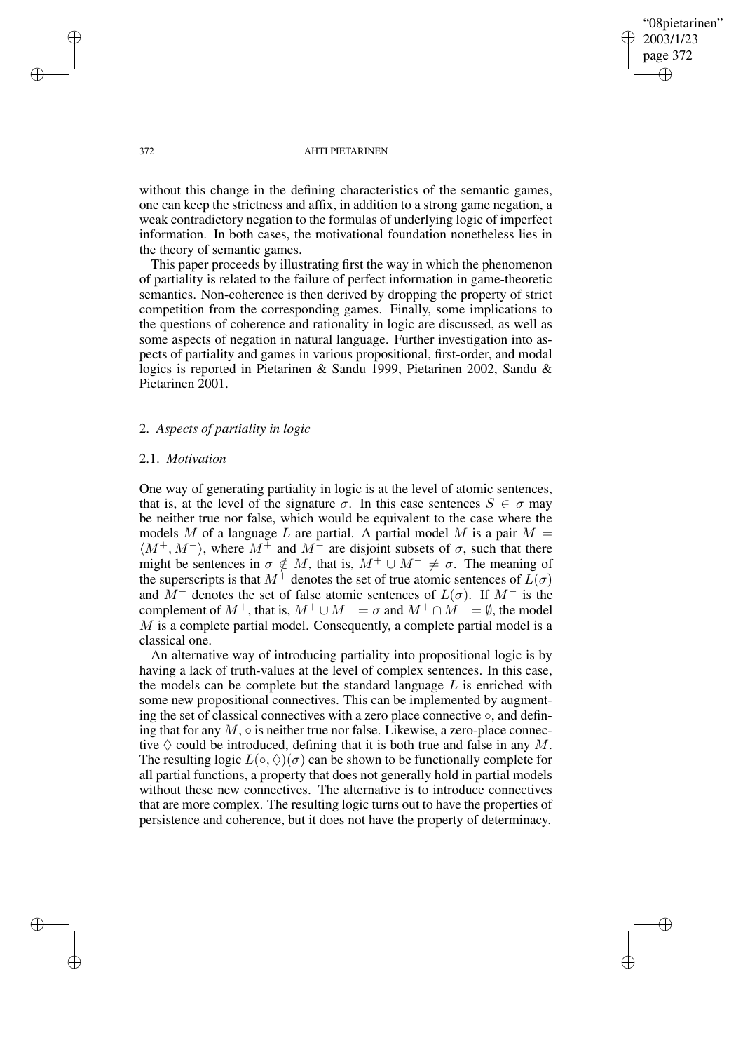without this change in the defining characteristics of the semantic games, one can keep the strictness and affix, in addition to a strong game negation, a weak contradictory negation to the formulas of underlying logic of imperfect information. In both cases, the motivational foundation nonetheless lies in the theory of semantic games.

This paper proceeds by illustrating first the way in which the phenomenon of partiality is related to the failure of perfect information in game-theoretic semantics. Non-coherence is then derived by dropping the property of strict competition from the corresponding games. Finally, some implications to the questions of coherence and rationality in logic are discussed, as well as some aspects of negation in natural language. Further investigation into aspects of partiality and games in various propositional, first-order, and modal logics is reported in Pietarinen & Sandu 1999, Pietarinen 2002, Sandu & Pietarinen 2001.

## 2. *Aspects of partiality in logic*

### 2.1. *Motivation*

One way of generating partiality in logic is at the level of atomic sentences, that is, at the level of the signature $\sigma$. In this case sentences $S \in \sigma$ may be neither true nor false, which would be equivalent to the case where the models $M$ of a language $L$ are partial. A partial model $M$ is a pair $M = \langle M^+, M^- \rangle$, where $M^+$ and $M^-$ are disjoint subsets of $\sigma$, such that there might be sentences in $\sigma \notin M$, that is, $M^+ \cup M^- \neq \sigma$. The meaning of the superscripts is that $M^+$ denotes the set of true atomic sentences of $L(\sigma)$ and $M^-$ denotes the set of false atomic sentences of $L(\sigma)$. If $M^-$ is the complement of $M^+$, that is, $M^+ \cup M^- = \sigma$ and $M^+ \cap M^- = \emptyset$, the model $M$ is a complete partial model. Consequently, a complete partial model is a classical one.

An alternative way of introducing partiality into propositional logic is by having a lack of truth-values at the level of complex sentences. In this case, the models can be complete but the standard language $L$ is enriched with some new propositional connectives. This can be implemented by augmenting the set of classical connectives with a zero place connective $\circ$, and defining that for any $M$, $\circ$ is neither true nor false. Likewise, a zero-place connective $\lozenge$ could be introduced, defining that it is both true and false in any $M$. The resulting logic $L(\circ, \lozenge)(\sigma)$ can be shown to be functionally complete for all partial functions, a property that does not generally hold in partial models without these new connectives. The alternative is to introduce connectives that are more complex. The resulting logic turns out to have the properties of persistence and coherence, but it does not have the property of determinacy.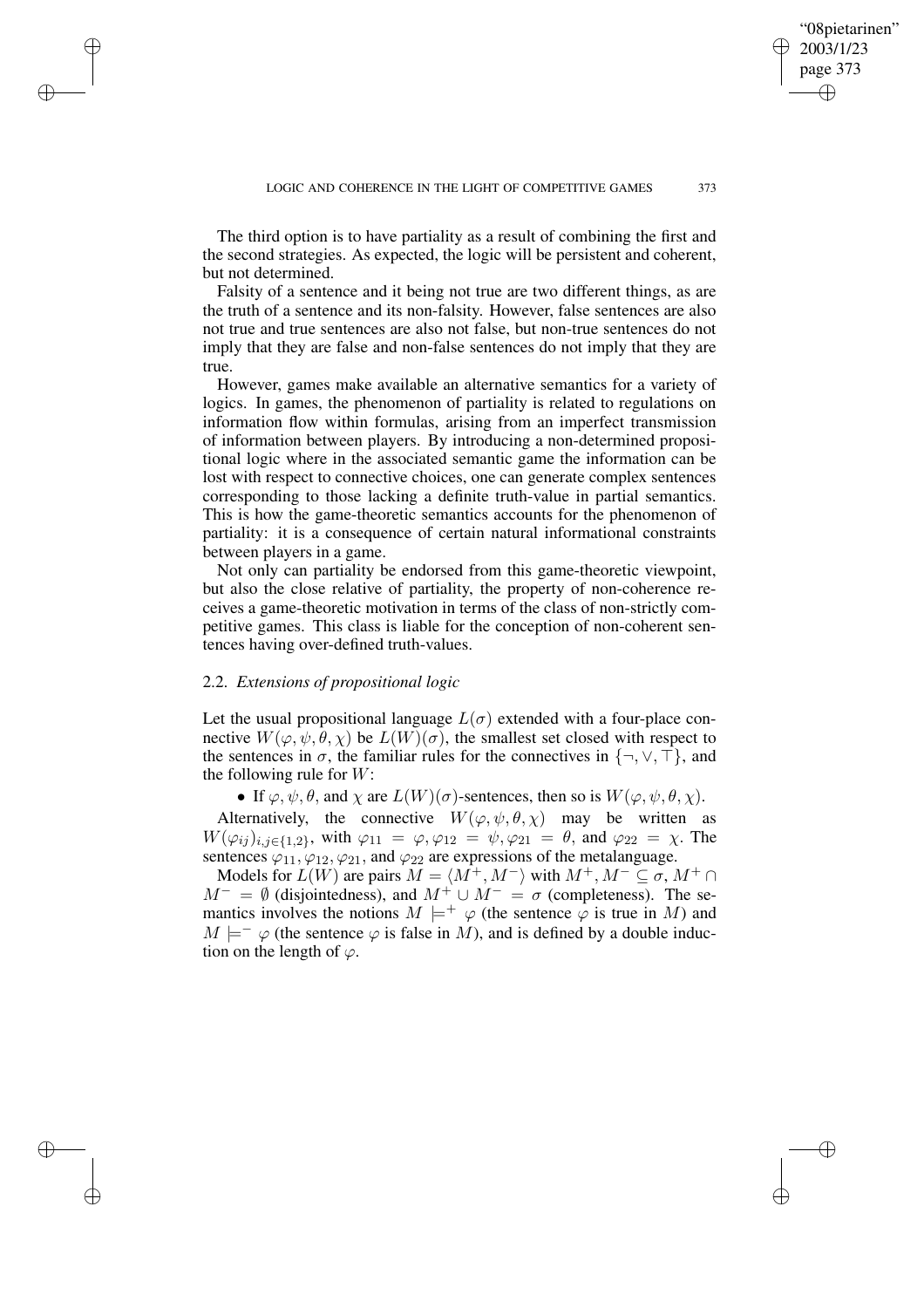The third option is to have partiality as a result of combining the first and the second strategies. As expected, the logic will be persistent and coherent, but not determined.

Falsity of a sentence and it being not true are two different things, as are the truth of a sentence and its non-falsity. However, false sentences are also not true and true sentences are also not false, but non-true sentences do not imply that they are false and non-false sentences do not imply that they are true.

However, games make available an alternative semantics for a variety of logics. In games, the phenomenon of partiality is related to regulations on information flow within formulas, arising from an imperfect transmission of information between players. By introducing a non-determined propositional logic where in the associated semantic game the information can be lost with respect to connective choices, one can generate complex sentences corresponding to those lacking a definite truth-value in partial semantics. This is how the game-theoretic semantics accounts for the phenomenon of partiality: it is a consequence of certain natural informational constraints between players in a game.

Not only can partiality be endorsed from this game-theoretic viewpoint, but also the close relative of partiality, the property of non-coherence receives a game-theoretic motivation in terms of the class of non-strictly competitive games. This class is liable for the conception of non-coherent sentences having over-defined truth-values.

### 2.2. *Extensions of propositional logic*

Let the usual propositional language $L(\sigma)$ extended with a four-place connective $W(\varphi, \psi, \theta, \chi)$ be $L(W)(\sigma)$, the smallest set closed with respect to the sentences in $\sigma$, the familiar rules for the connectives in $\{\neg, \vee, \top\}$, and the following rule for $W$:

- If $\varphi, \psi, \theta$, and $\chi$ are $L(W)(\sigma)$-sentences, then so is $W(\varphi, \psi, \theta, \chi)$.

Alternatively, the connective $W(\varphi, \psi, \theta, \chi)$ may be written as $W(\varphi_{ij})_{i,j\in\{1,2\}}$, with $\varphi_{11} = \varphi, \varphi_{12} = \psi, \varphi_{21} = \theta$, and $\varphi_{22} = \chi$. The sentences $\varphi_{11}, \varphi_{12}, \varphi_{21}$, and $\varphi_{22}$ are expressions of the metalanguage.

Models for $L(W)$ are pairs $M = \langle M^+, M^- \rangle$ with $M^+, M^- \subseteq \sigma$, $M^+ \cap M^- = \emptyset$ (disjointedness), and $M^+ \cup M^- = \sigma$ (completeness). The semantics involves the notions $M \models^+ \varphi$ (the sentence $\varphi$ is true in $M$) and $M \models^- \varphi$ (the sentence $\varphi$ is false in $M$), and is defined by a double induction on the length of $\varphi$.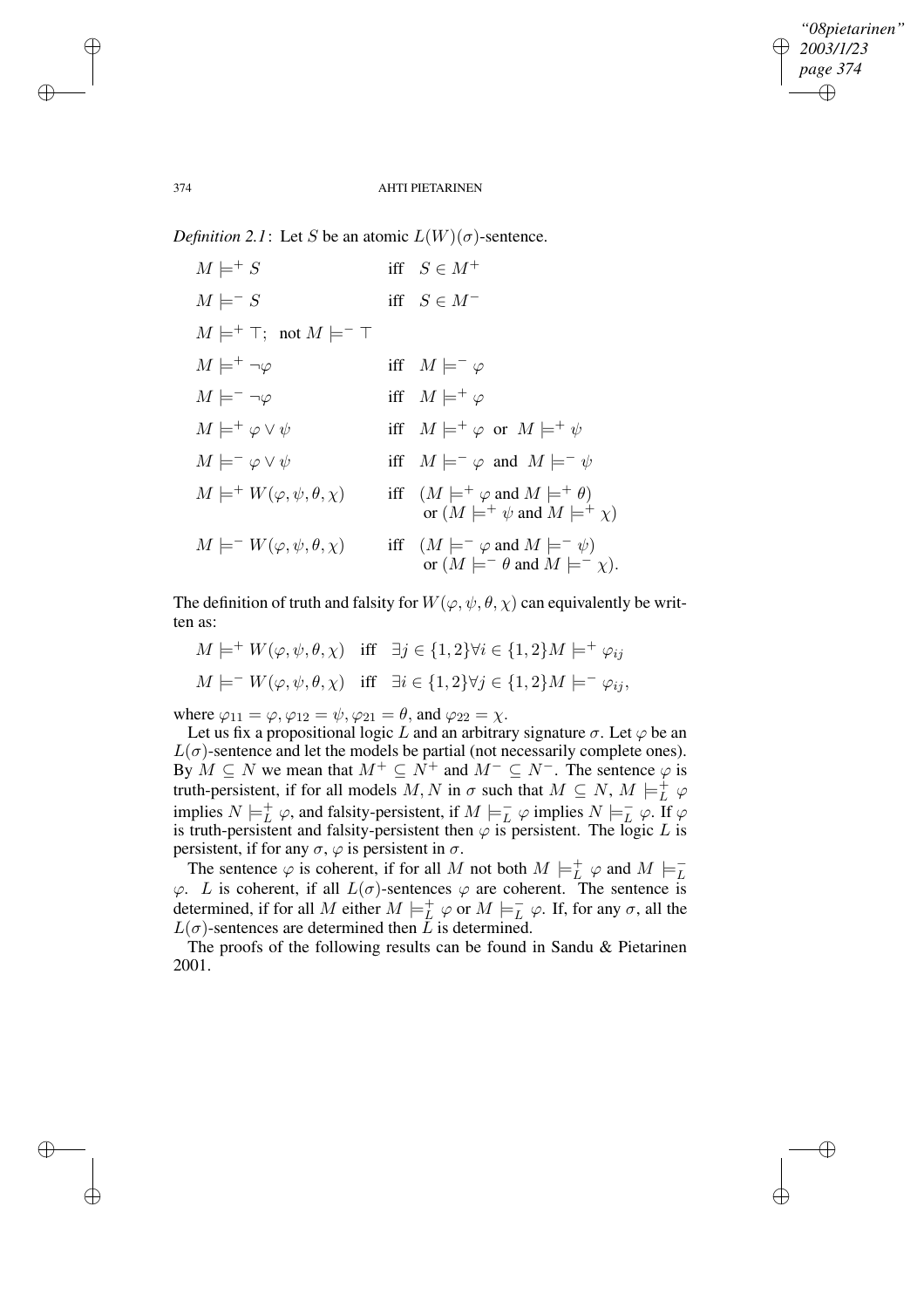*Definition 2.1*: Let $S$ be an atomic $L(W)(\sigma)$-sentence.

$$
\begin{array}{lll}
M \models^+ S & \text{iff} & S \in M^+ \\
M \models^- S & \text{iff} & S \in M^- \\
M \models^+ \top; \text{ not } M \models^- \top & & \\
M \models^+ \neg\varphi & \text{iff} & M \models^- \varphi \\
M \models^- \neg\varphi & \text{iff} & M \models^+ \varphi \\
M \models^+ \varphi \vee \psi & \text{iff} & M \models^+ \varphi \text{ or } M \models^+ \psi \\
M \models^- \varphi \vee \psi & \text{iff} & M \models^- \varphi \text{ and } M \models^- \psi \\
M \models^+ W(\varphi, \psi, \theta, \chi) & \text{iff} & (M \models^+ \varphi \text{ and } M \models^+ \theta) \\
 & & \text{or } (M \models^+ \psi \text{ and } M \models^+ \chi) \\
M \models^- W(\varphi, \psi, \theta, \chi) & \text{iff} & (M \models^- \varphi \text{ and } M \models^- \psi) \\
 & & \text{or } (M \models^- \theta \text{ and } M \models^- \chi).
\end{array}
$$

The definition of truth and falsity for $W(\varphi, \psi, \theta, \chi)$ can equivalently be written as:

$$
\begin{array}{lll}
M \models^+ W(\varphi, \psi, \theta, \chi) & \text{iff} & \exists j \in \{1,2\} \forall i \in \{1,2\} M \models^+ \varphi_{ij} \\
M \models^- W(\varphi, \psi, \theta, \chi) & \text{iff} & \exists i \in \{1,2\} \forall j \in \{1,2\} M \models^- \varphi_{ij},
\end{array}
$$

where $\varphi_{11} = \varphi, \varphi_{12} = \psi, \varphi_{21} = \theta$, and $\varphi_{22} = \chi$.

Let us fix a propositional logic $L$ and an arbitrary signature $\sigma$. Let $\varphi$ be an $L(\sigma)$-sentence and let the models be partial (not necessarily complete ones). By $M \subseteq N$ we mean that $M^+ \subseteq N^+$ and $M^- \subseteq N^-$. The sentence $\varphi$ is truth-persistent, if for all models $M, N$ in $\sigma$ such that $M \subseteq N$, $M \models^+_L \varphi$ implies $N \models^+_L \varphi$, and falsity-persistent, if $M \models^-_L \varphi$ implies $N \models^-_L \varphi$. If $\varphi$ is truth-persistent and falsity-persistent then $\varphi$ is persistent. The logic $L$ is persistent, if for any $\sigma$, $\varphi$ is persistent in $\sigma$.

The sentence $\varphi$ is coherent, if for all $M$ not both $M \models^+_L \varphi$ and $M \models^-_L \varphi$. $L$ is coherent, if all $L(\sigma)$-sentences $\varphi$ are coherent. The sentence is determined, if for all $M$ either $M \models^+_L \varphi$ or $M \models^-_L \varphi$. If, for any $\sigma$, all the $L(\sigma)$-sentences are determined then $L$ is determined.

The proofs of the following results can be found in Sandu & Pietarinen 2001.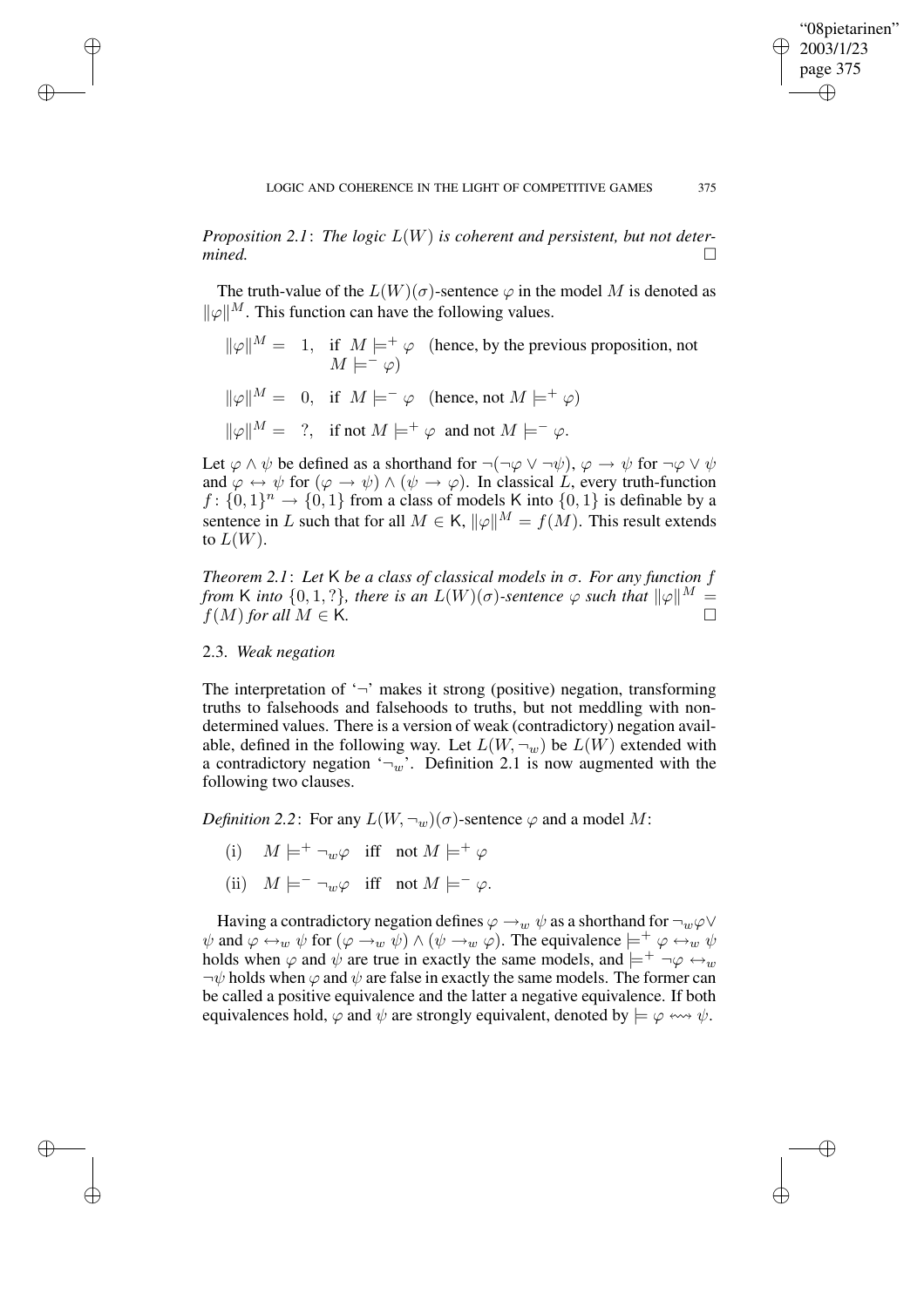*Proposition 2.1*: *The logic $L(W)$ is coherent and persistent, but not determined.* $\square$

The truth-value of the $L(W)(\sigma)$-sentence $\varphi$ in the model $M$ is denoted as $\|\varphi\|^M$. This function can have the following values.

$\|\varphi\|^M = \;\; 1,\;\;$ if $\;M \models^+ \varphi\;\;$ (hence, by the previous proposition, not $M \models^- \varphi$)

$\|\varphi\|^M = \;\; 0,\;\;$ if $\;M \models^- \varphi\;\;$ (hence, not $M \models^+ \varphi$)

$\|\varphi\|^M = \;\; ?,\;\;$ if not $M \models^+ \varphi\;$ and not $M \models^- \varphi$.

Let $\varphi \wedge \psi$ be defined as a shorthand for $\neg(\neg\varphi \vee \neg\psi)$, $\varphi \rightarrow \psi$ for $\neg\varphi \vee \psi$ and $\varphi \leftrightarrow \psi$ for $(\varphi \rightarrow \psi) \wedge (\psi \rightarrow \varphi)$. In classical $L$, every truth-function $f\colon \{0,1\}^n \rightarrow \{0,1\}$ from a class of models $\mathsf{K}$ into $\{0,1\}$ is definable by a sentence in $L$ such that for all $M \in \mathsf{K}$, $\|\varphi\|^M = f(M)$. This result extends to $L(W)$.

*Theorem 2.1*: *Let $\mathsf{K}$ be a class of classical models in $\sigma$. For any function $f$ from $\mathsf{K}$ into $\{0,1,?\}$, there is an $L(W)(\sigma)$-sentence $\varphi$ such that $\|\varphi\|^M = f(M)$ for all $M \in \mathsf{K}$.* $\square$

## 2.3. *Weak negation*

The interpretation of '$\neg$' makes it strong (positive) negation, transforming truths to falsehoods and falsehoods to truths, but not meddling with non-determined values. There is a version of weak (contradictory) negation available, defined in the following way. Let $L(W, \neg_w)$ be $L(W)$ extended with a contradictory negation '$\neg_w$'. Definition 2.1 is now augmented with the following two clauses.

*Definition 2.2*: For any $L(W, \neg_w)(\sigma)$-sentence $\varphi$ and a model $M$:

(i) $\;\; M \models^+ \neg_w\varphi\;\;$ iff $\;\;$ not $M \models^+ \varphi$

(ii) $\;\; M \models^- \neg_w\varphi\;\;$ iff $\;\;$ not $M \models^- \varphi$.

Having a contradictory negation defines $\varphi \rightarrow_w \psi$ as a shorthand for $\neg_w\varphi \vee \psi$ and $\varphi \leftrightarrow_w \psi$ for $(\varphi \rightarrow_w \psi) \wedge (\psi \rightarrow_w \varphi)$. The equivalence $\models^+ \varphi \leftrightarrow_w \psi$ holds when $\varphi$ and $\psi$ are true in exactly the same models, and $\models^+ \neg\varphi \leftrightarrow_w \neg\psi$ holds when $\varphi$ and $\psi$ are false in exactly the same models. The former can be called a positive equivalence and the latter a negative equivalence. If both equivalences hold, $\varphi$ and $\psi$ are strongly equivalent, denoted by $\models \varphi \leftrightsquigarrow \psi$.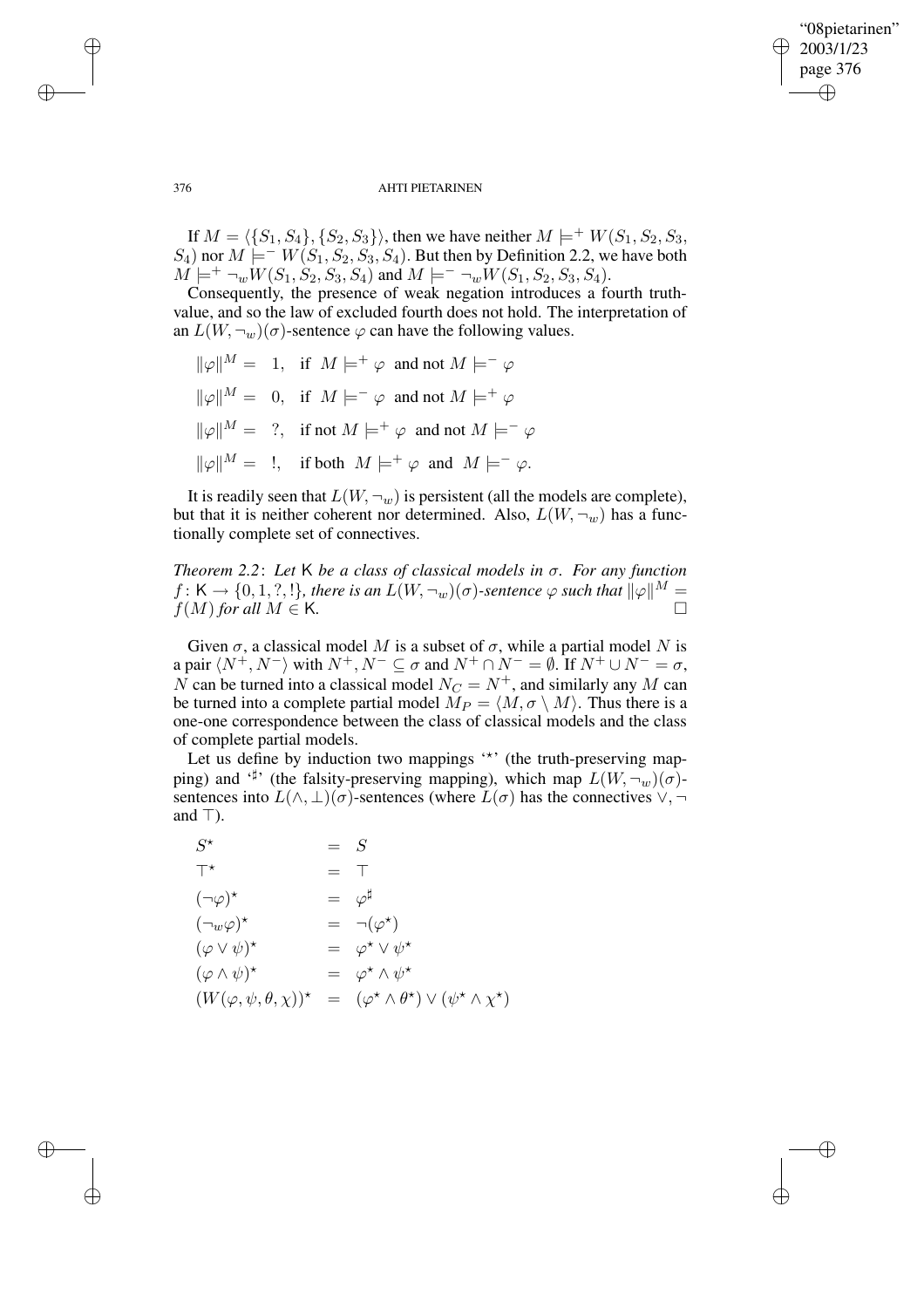If $M = \langle\{S_1, S_4\}, \{S_2, S_3\}\rangle$, then we have neither $M \models^+ W(S_1, S_2, S_3, S_4)$ nor $M \models^- W(S_1, S_2, S_3, S_4)$. But then by Definition 2.2, we have both $M \models^+ \neg_w W(S_1, S_2, S_3, S_4)$ and $M \models^- \neg_w W(S_1, S_2, S_3, S_4)$.

Consequently, the presence of weak negation introduces a fourth truth-value, and so the law of excluded fourth does not hold. The interpretation of an $L(W, \neg_w)(\sigma)$-sentence $\varphi$ can have the following values.

$$
\begin{aligned}
\|\varphi\|^M &= 1, \quad \text{if } M \models^+ \varphi \text{ and not } M \models^- \varphi \\
\|\varphi\|^M &= 0, \quad \text{if } M \models^- \varphi \text{ and not } M \models^+ \varphi \\
\|\varphi\|^M &= ?, \quad \text{if not } M \models^+ \varphi \text{ and not } M \models^- \varphi \\
\|\varphi\|^M &= !, \quad \text{if both } M \models^+ \varphi \text{ and } M \models^- \varphi.
\end{aligned}
$$

It is readily seen that $L(W, \neg_w)$ is persistent (all the models are complete), but that it is neither coherent nor determined. Also, $L(W, \neg_w)$ has a functionally complete set of connectives.

*Theorem 2.2*: *Let* $\mathsf{K}$ *be a class of classical models in* $\sigma$. *For any function* $f\colon \mathsf{K} \to \{0, 1, ?, !\}$, *there is an* $L(W, \neg_w)(\sigma)$-*sentence* $\varphi$ *such that* $\|\varphi\|^M = f(M)$ *for all* $M \in \mathsf{K}$. □

Given $\sigma$, a classical model $M$ is a subset of $\sigma$, while a partial model $N$ is a pair $\langle N^+, N^-\rangle$ with $N^+, N^- \subseteq \sigma$ and $N^+ \cap N^- = \emptyset$. If $N^+ \cup N^- = \sigma$, $N$ can be turned into a classical model $N_C = N^+$, and similarly any $M$ can be turned into a complete partial model $M_P = \langle M, \sigma \setminus M\rangle$. Thus there is a one-one correspondence between the class of classical models and the class of complete partial models.

Let us define by induction two mappings '$\star$' (the truth-preserving mapping) and '$\sharp$' (the falsity-preserving mapping), which map $L(W, \neg_w)(\sigma)$-sentences into $L(\wedge, \bot)(\sigma)$-sentences (where $L(\sigma)$ has the connectives $\vee, \neg$ and $\top$).

$$
\begin{aligned}
S^\star &= S \\
\top^\star &= \top \\
(\neg\varphi)^\star &= \varphi^\sharp \\
(\neg_w\varphi)^\star &= \neg(\varphi^\star) \\
(\varphi \vee \psi)^\star &= \varphi^\star \vee \psi^\star \\
(\varphi \wedge \psi)^\star &= \varphi^\star \wedge \psi^\star \\
(W(\varphi, \psi, \theta, \chi))^\star &= (\varphi^\star \wedge \theta^\star) \vee (\psi^\star \wedge \chi^\star)
\end{aligned}
$$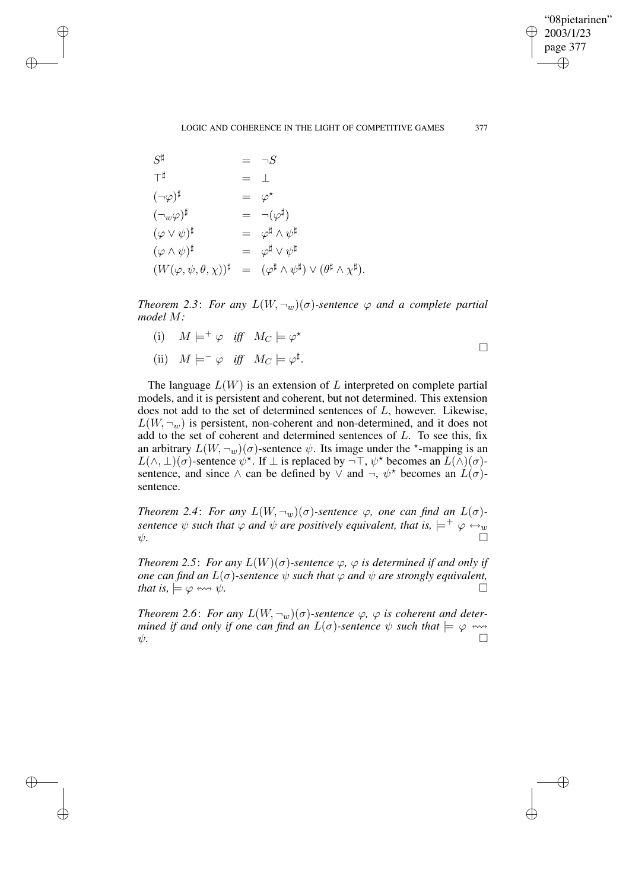$$
\begin{array}{lcl}
S^\sharp & = & \neg S \\
\top^\sharp & = & \bot \\
(\neg\varphi)^\sharp & = & \varphi^\star \\
(\neg_w\varphi)^\sharp & = & \neg(\varphi^\sharp) \\
(\varphi \vee \psi)^\sharp & = & \varphi^\sharp \wedge \psi^\sharp \\
(\varphi \wedge \psi)^\sharp & = & \varphi^\sharp \vee \psi^\sharp \\
(W(\varphi, \psi, \theta, \chi))^\sharp & = & (\varphi^\sharp \wedge \psi^\sharp) \vee (\theta^\sharp \wedge \chi^\sharp).
\end{array}
$$

*Theorem 2.3*: *For any $L(W, \neg_w)(\sigma)$-sentence $\varphi$ and a complete partial model $M$:*

$$
\begin{array}{ll}
\text{(i)} & M \models^+ \varphi \quad \textit{iff} \quad M_C \models \varphi^\star \\
\text{(ii)} & M \models^- \varphi \quad \textit{iff} \quad M_C \models \varphi^\sharp.
\end{array}
\qquad \square
$$

The language $L(W)$ is an extension of $L$ interpreted on complete partial models, and it is persistent and coherent, but not determined. This extension does not add to the set of determined sentences of $L$, however. Likewise, $L(W, \neg_w)$ is persistent, non-coherent and non-determined, and it does not add to the set of coherent and determined sentences of $L$. To see this, fix an arbitrary $L(W, \neg_w)(\sigma)$-sentence $\psi$. Its image under the $^\star$-mapping is an $L(\wedge, \bot)(\sigma)$-sentence $\psi^\star$. If $\bot$ is replaced by $\neg\top$, $\psi^\star$ becomes an $L(\wedge)(\sigma)$-sentence, and since $\wedge$ can be defined by $\vee$ and $\neg$, $\psi^\star$ becomes an $L(\sigma)$-sentence.

*Theorem 2.4*: *For any $L(W, \neg_w)(\sigma)$-sentence $\varphi$, one can find an $L(\sigma)$-sentence $\psi$ such that $\varphi$ and $\psi$ are positively equivalent, that is, $\models^+ \varphi \leftrightarrow_w \psi$.* $\square$

*Theorem 2.5*: *For any $L(W)(\sigma)$-sentence $\varphi$, $\varphi$ is determined if and only if one can find an $L(\sigma)$-sentence $\psi$ such that $\varphi$ and $\psi$ are strongly equivalent, that is, $\models \varphi \leftrightsquigarrow \psi$.* $\square$

*Theorem 2.6*: *For any $L(W, \neg_w)(\sigma)$-sentence $\varphi$, $\varphi$ is coherent and determined if and only if one can find an $L(\sigma)$-sentence $\psi$ such that $\models \varphi \leftrightsquigarrow \psi$.* $\square$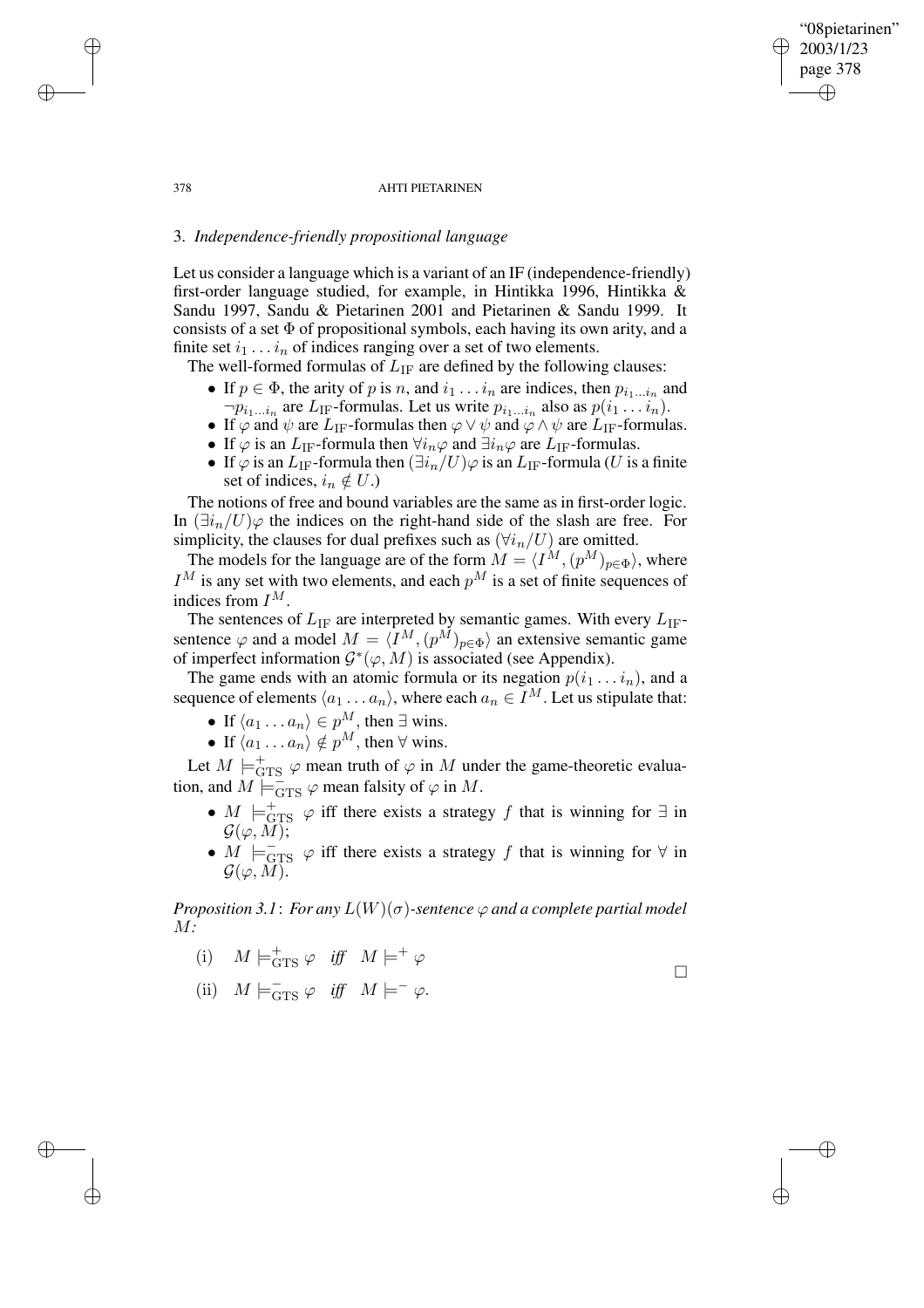### 3. *Independence-friendly propositional language*

Let us consider a language which is a variant of an IF (independence-friendly) first-order language studied, for example, in Hintikka 1996, Hintikka & Sandu 1997, Sandu & Pietarinen 2001 and Pietarinen & Sandu 1999. It consists of a set $\Phi$ of propositional symbols, each having its own arity, and a finite set $i_1 \dots i_n$ of indices ranging over a set of two elements.

The well-formed formulas of $L_{\text{IF}}$ are defined by the following clauses:

- If $p \in \Phi$, the arity of $p$ is $n$, and $i_1 \dots i_n$ are indices, then $p_{i_1 \dots i_n}$ and $\neg p_{i_1 \dots i_n}$ are $L_{\text{IF}}$-formulas. Let us write $p_{i_1 \dots i_n}$ also as $p(i_1 \dots i_n)$.
- If $\varphi$ and $\psi$ are $L_{\text{IF}}$-formulas then $\varphi \vee \psi$ and $\varphi \wedge \psi$ are $L_{\text{IF}}$-formulas.
- If $\varphi$ is an $L_{\text{IF}}$-formula then $\forall i_n \varphi$ and $\exists i_n \varphi$ are $L_{\text{IF}}$-formulas.
- If $\varphi$ is an $L_{\text{IF}}$-formula then $(\exists i_n / U)\varphi$ is an $L_{\text{IF}}$-formula ($U$ is a finite set of indices, $i_n \notin U$.)

The notions of free and bound variables are the same as in first-order logic. In $(\exists i_n / U)\varphi$ the indices on the right-hand side of the slash are free. For simplicity, the clauses for dual prefixes such as $(\forall i_n / U)$ are omitted.

The models for the language are of the form $M = \langle I^M, (p^M)_{p \in \Phi} \rangle$, where $I^M$ is any set with two elements, and each $p^M$ is a set of finite sequences of indices from $I^M$.

The sentences of $L_{\text{IF}}$ are interpreted by semantic games. With every $L_{\text{IF}}$-sentence $\varphi$ and a model $M = \langle I^M, (p^M)_{p \in \Phi} \rangle$ an extensive semantic game of imperfect information $\mathcal{G}^*(\varphi, M)$ is associated (see Appendix).

The game ends with an atomic formula or its negation $p(i_1 \dots i_n)$, and a sequence of elements $\langle a_1 \dots a_n \rangle$, where each $a_n \in I^M$. Let us stipulate that:

- If $\langle a_1 \dots a_n \rangle \in p^M$, then $\exists$ wins.
- If $\langle a_1 \dots a_n \rangle \notin p^M$, then $\forall$ wins.

Let $M \models^+_{\text{GTS}} \varphi$ mean truth of $\varphi$ in $M$ under the game-theoretic evaluation, and $M \models^-_{\text{GTS}} \varphi$ mean falsity of $\varphi$ in $M$.

- $M \models^+_{\text{GTS}} \varphi$ iff there exists a strategy $f$ that is winning for $\exists$ in $\mathcal{G}(\varphi, M)$;
- $M \models^-_{\text{GTS}} \varphi$ iff there exists a strategy $f$ that is winning for $\forall$ in $\mathcal{G}(\varphi, M)$.

*Proposition 3.1*: *For any $L(W)(\sigma)$-sentence $\varphi$ and a complete partial model $M$:*

$$\text{(i)} \quad M \models^+_{\text{GTS}} \varphi \quad \textit{iff} \quad M \models^+ \varphi$$

$$\text{(ii)} \quad M \models^-_{\text{GTS}} \varphi \quad \textit{iff} \quad M \models^- \varphi.$$

□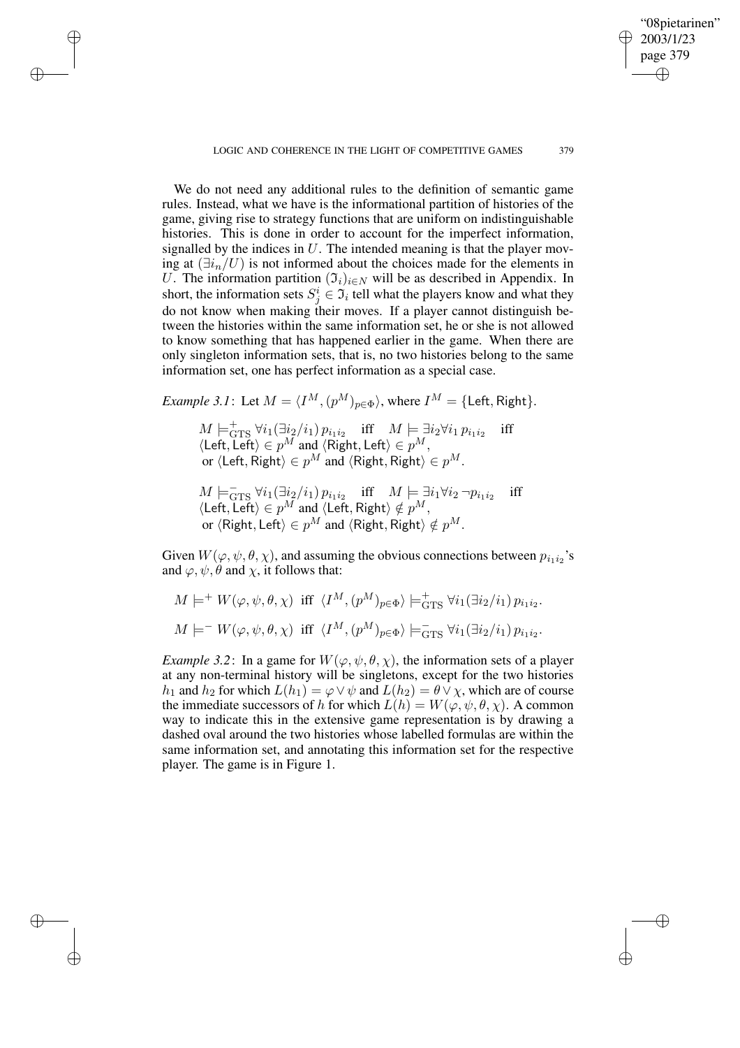We do not need any additional rules to the definition of semantic game rules. Instead, what we have is the informational partition of histories of the game, giving rise to strategy functions that are uniform on indistinguishable histories. This is done in order to account for the imperfect information, signalled by the indices in $U$. The intended meaning is that the player moving at $(\exists i_n/U)$ is not informed about the choices made for the elements in $U$. The information partition $(\mathfrak{I}_i)_{i\in N}$ will be as described in Appendix. In short, the information sets $S^i_j \in \mathfrak{I}_i$ tell what the players know and what they do not know when making their moves. If a player cannot distinguish between the histories within the same information set, he or she is not allowed to know something that has happened earlier in the game. When there are only singleton information sets, that is, no two histories belong to the same information set, one has perfect information as a special case.

*Example 3.1*: Let $M = \langle I^M, (p^M)_{p\in\Phi}\rangle$, where $I^M = \{\mathsf{Left}, \mathsf{Right}\}$.

> $M \models^+_{\text{GTS}} \forall i_1 (\exists i_2/i_1)\, p_{i_1 i_2}$ iff $M \models \exists i_2 \forall i_1\, p_{i_1 i_2}$ iff $\langle \mathsf{Left}, \mathsf{Left}\rangle \in p^M$ and $\langle \mathsf{Right}, \mathsf{Left}\rangle \in p^M$, or $\langle \mathsf{Left}, \mathsf{Right}\rangle \in p^M$ and $\langle \mathsf{Right}, \mathsf{Right}\rangle \in p^M$.
>
> $M \models^-_{\text{GTS}} \forall i_1 (\exists i_2/i_1)\, p_{i_1 i_2}$ iff $M \models \exists i_1 \forall i_2\, \neg p_{i_1 i_2}$ iff $\langle \mathsf{Left}, \mathsf{Left}\rangle \in p^M$ and $\langle \mathsf{Left}, \mathsf{Right}\rangle \notin p^M$, or $\langle \mathsf{Right}, \mathsf{Left}\rangle \in p^M$ and $\langle \mathsf{Right}, \mathsf{Right}\rangle \notin p^M$.

Given $W(\varphi, \psi, \theta, \chi)$, and assuming the obvious connections between $p_{i_1 i_2}$'s and $\varphi, \psi, \theta$ and $\chi$, it follows that:

$$M \models^+ W(\varphi, \psi, \theta, \chi) \text{ iff } \langle I^M, (p^M)_{p\in\Phi}\rangle \models^+_{\text{GTS}} \forall i_1 (\exists i_2/i_1)\, p_{i_1 i_2}.$$

$$M \models^- W(\varphi, \psi, \theta, \chi) \text{ iff } \langle I^M, (p^M)_{p\in\Phi}\rangle \models^-_{\text{GTS}} \forall i_1 (\exists i_2/i_1)\, p_{i_1 i_2}.$$

*Example 3.2*: In a game for $W(\varphi, \psi, \theta, \chi)$, the information sets of a player at any non-terminal history will be singletons, except for the two histories $h_1$ and $h_2$ for which $L(h_1) = \varphi \vee \psi$ and $L(h_2) = \theta \vee \chi$, which are of course the immediate successors of $h$ for which $L(h) = W(\varphi, \psi, \theta, \chi)$. A common way to indicate this in the extensive game representation is by drawing a dashed oval around the two histories whose labelled formulas are within the same information set, and annotating this information set for the respective player. The game is in Figure 1.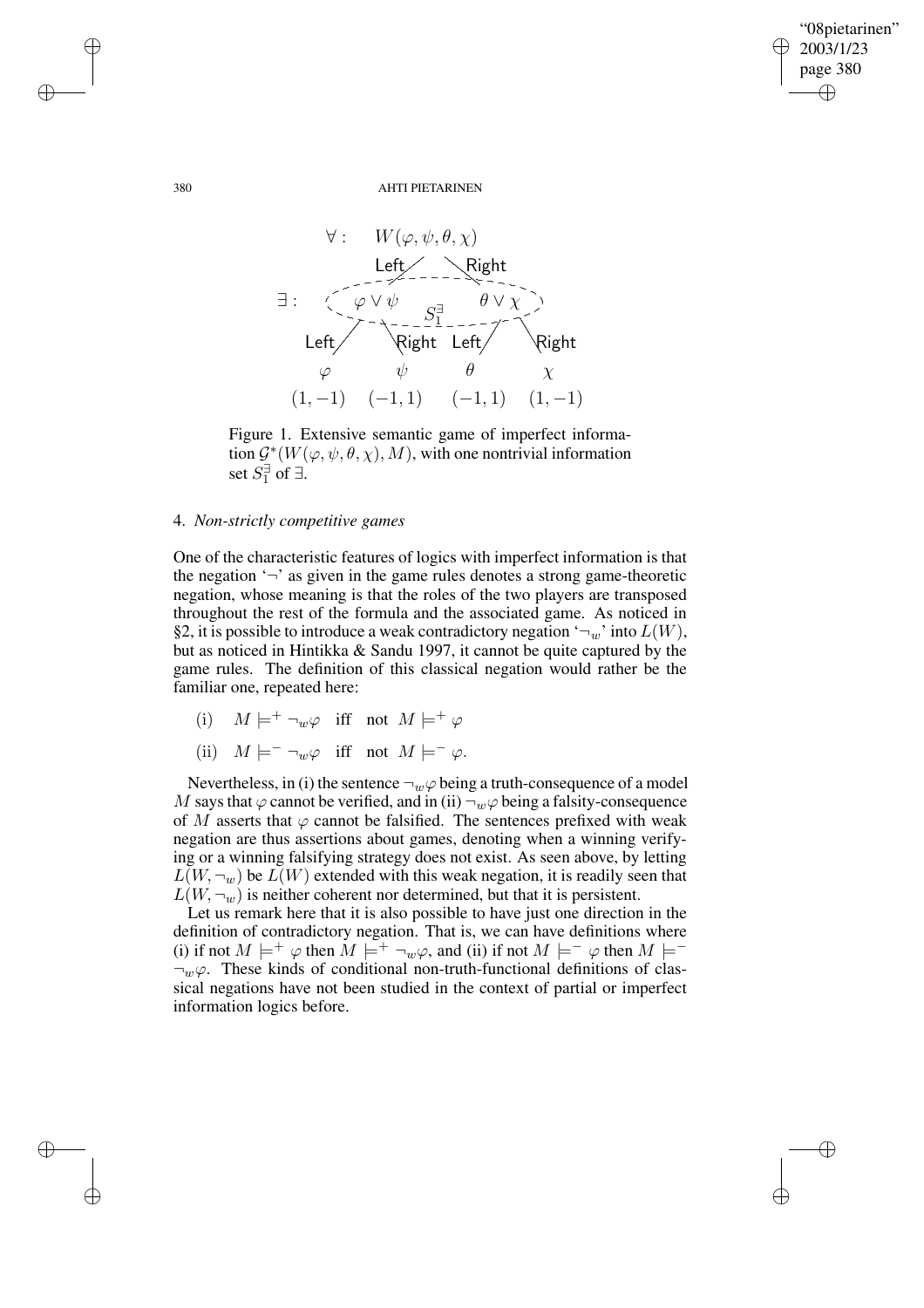$$
\begin{array}{cccc}
\forall: & & W(\varphi,\psi,\theta,\chi) & \\
& \text{Left} \swarrow & & \searrow \text{Right} \\
\exists: & \varphi \vee \psi & S_1^{\exists} & \theta \vee \chi \\
\text{Left} \swarrow & \searrow \text{Right} & \text{Left} \swarrow & \searrow \text{Right} \\
\varphi & \psi & \theta & \chi \\
(1,-1) & (-1,1) & (-1,1) & (1,-1)
\end{array}
$$

Figure 1. Extensive semantic game of imperfect information $\mathcal{G}^*(W(\varphi,\psi,\theta,\chi),M)$, with one nontrivial information set $S_1^{\exists}$ of $\exists$.

## 4. *Non-strictly competitive games*

One of the characteristic features of logics with imperfect information is that the negation '$\neg$' as given in the game rules denotes a strong game-theoretic negation, whose meaning is that the roles of the two players are transposed throughout the rest of the formula and the associated game. As noticed in §2, it is possible to introduce a weak contradictory negation '$\neg_w$' into $L(W)$, but as noticed in Hintikka & Sandu 1997, it cannot be quite captured by the game rules. The definition of this classical negation would rather be the familiar one, repeated here:

(i) $M \models^+ \neg_w \varphi$ iff not $M \models^+ \varphi$

(ii) $M \models^- \neg_w \varphi$ iff not $M \models^- \varphi$.

Nevertheless, in (i) the sentence $\neg_w \varphi$ being a truth-consequence of a model $M$ says that $\varphi$ cannot be verified, and in (ii) $\neg_w \varphi$ being a falsity-consequence of $M$ asserts that $\varphi$ cannot be falsified. The sentences prefixed with weak negation are thus assertions about games, denoting when a winning verifying or a winning falsifying strategy does not exist. As seen above, by letting $L(W, \neg_w)$ be $L(W)$ extended with this weak negation, it is readily seen that $L(W, \neg_w)$ is neither coherent nor determined, but that it is persistent.

Let us remark here that it is also possible to have just one direction in the definition of contradictory negation. That is, we can have definitions where (i) if not $M \models^+ \varphi$ then $M \models^+ \neg_w \varphi$, and (ii) if not $M \models^- \varphi$ then $M \models^- \neg_w \varphi$. These kinds of conditional non-truth-functional definitions of classical negations have not been studied in the context of partial or imperfect information logics before.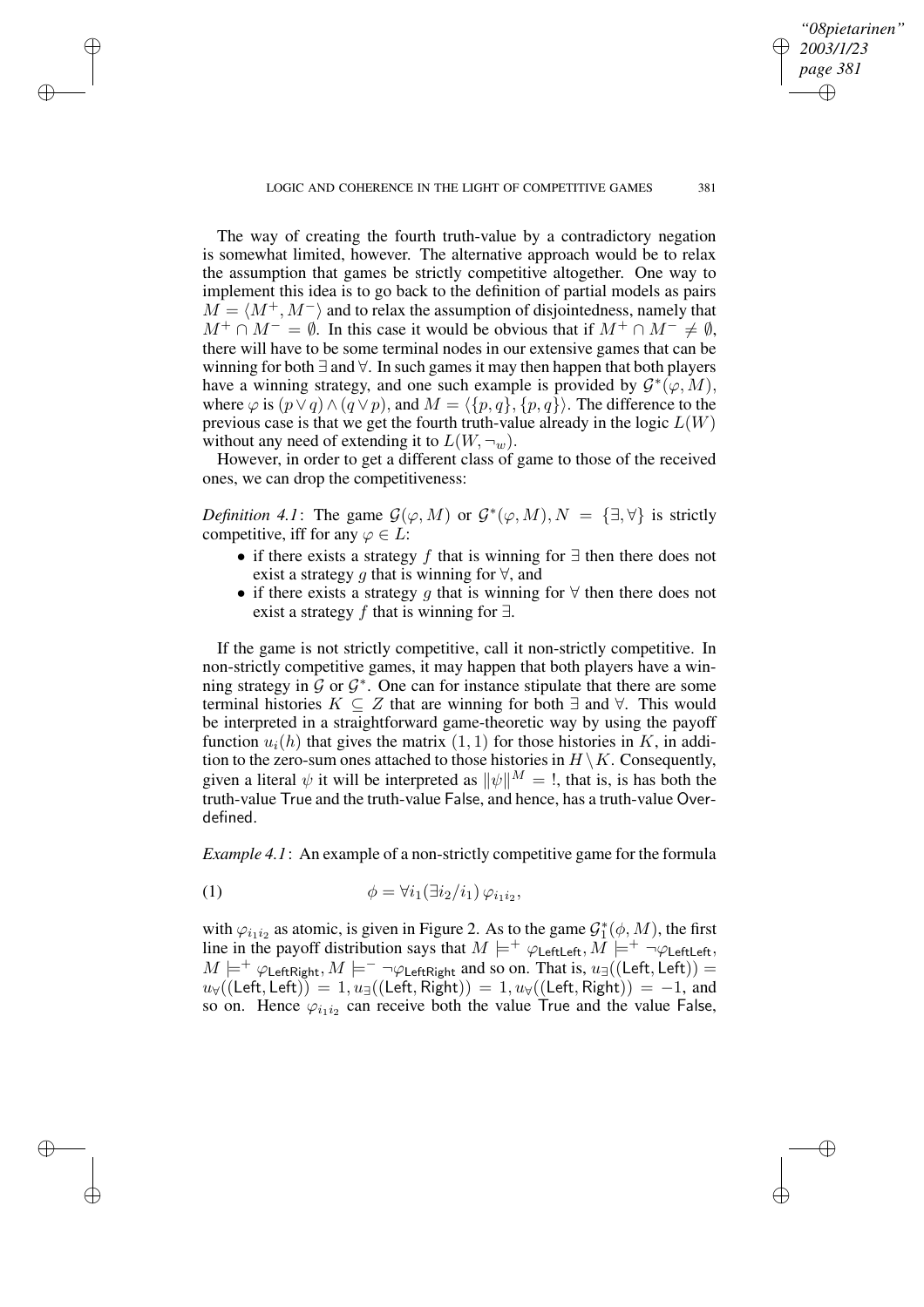The way of creating the fourth truth-value by a contradictory negation is somewhat limited, however. The alternative approach would be to relax the assumption that games be strictly competitive altogether. One way to implement this idea is to go back to the definition of partial models as pairs $M = \langle M^+, M^- \rangle$ and to relax the assumption of disjointedness, namely that $M^+ \cap M^- = \emptyset$. In this case it would be obvious that if $M^+ \cap M^- \neq \emptyset$, there will have to be some terminal nodes in our extensive games that can be winning for both $\exists$ and $\forall$. In such games it may then happen that both players have a winning strategy, and one such example is provided by $\mathcal{G}^*(\varphi, M)$, where $\varphi$ is $(p \vee q) \wedge (q \vee p)$, and $M = \langle \{p, q\}, \{p, q\} \rangle$. The difference to the previous case is that we get the fourth truth-value already in the logic $L(W)$ without any need of extending it to $L(W, \neg_w)$.

However, in order to get a different class of game to those of the received ones, we can drop the competitiveness:

*Definition 4.1*: The game $\mathcal{G}(\varphi, M)$ or $\mathcal{G}^*(\varphi, M), N = \{\exists, \forall\}$ is strictly competitive, iff for any $\varphi \in L$:

- if there exists a strategy $f$ that is winning for $\exists$ then there does not exist a strategy $g$ that is winning for $\forall$, and
- if there exists a strategy $g$ that is winning for $\forall$ then there does not exist a strategy $f$ that is winning for $\exists$.

If the game is not strictly competitive, call it non-strictly competitive. In non-strictly competitive games, it may happen that both players have a winning strategy in $\mathcal{G}$ or $\mathcal{G}^*$. One can for instance stipulate that there are some terminal histories $K \subseteq Z$ that are winning for both $\exists$ and $\forall$. This would be interpreted in a straightforward game-theoretic way by using the payoff function $u_i(h)$ that gives the matrix $(1, 1)$ for those histories in $K$, in addition to the zero-sum ones attached to those histories in $H \setminus K$. Consequently, given a literal $\psi$ it will be interpreted as $\|\psi\|^M = !$, that is, is has both the truth-value $\mathsf{True}$ and the truth-value $\mathsf{False}$, and hence, has a truth-value $\mathsf{Overdefined}$.

*Example 4.1*: An example of a non-strictly competitive game for the formula

$$\phi = \forall i_1 (\exists i_2 / i_1)\, \varphi_{i_1 i_2}, \tag{1}$$

with $\varphi_{i_1 i_2}$ as atomic, is given in Figure 2. As to the game $\mathcal{G}_1^*(\phi, M)$, the first line in the payoff distribution says that $M \models^+ \varphi_{\mathsf{LeftLeft}}, M \models^+ \neg\varphi_{\mathsf{LeftLeft}}$, $M \models^+ \varphi_{\mathsf{LeftRight}}, M \models^- \neg\varphi_{\mathsf{LeftRight}}$ and so on. That is, $u_\exists((\mathsf{Left}, \mathsf{Left})) = u_\forall((\mathsf{Left}, \mathsf{Left})) = 1, u_\exists((\mathsf{Left}, \mathsf{Right})) = 1, u_\forall((\mathsf{Left}, \mathsf{Right})) = -1$, and so on. Hence $\varphi_{i_1 i_2}$ can receive both the value $\mathsf{True}$ and the value $\mathsf{False}$,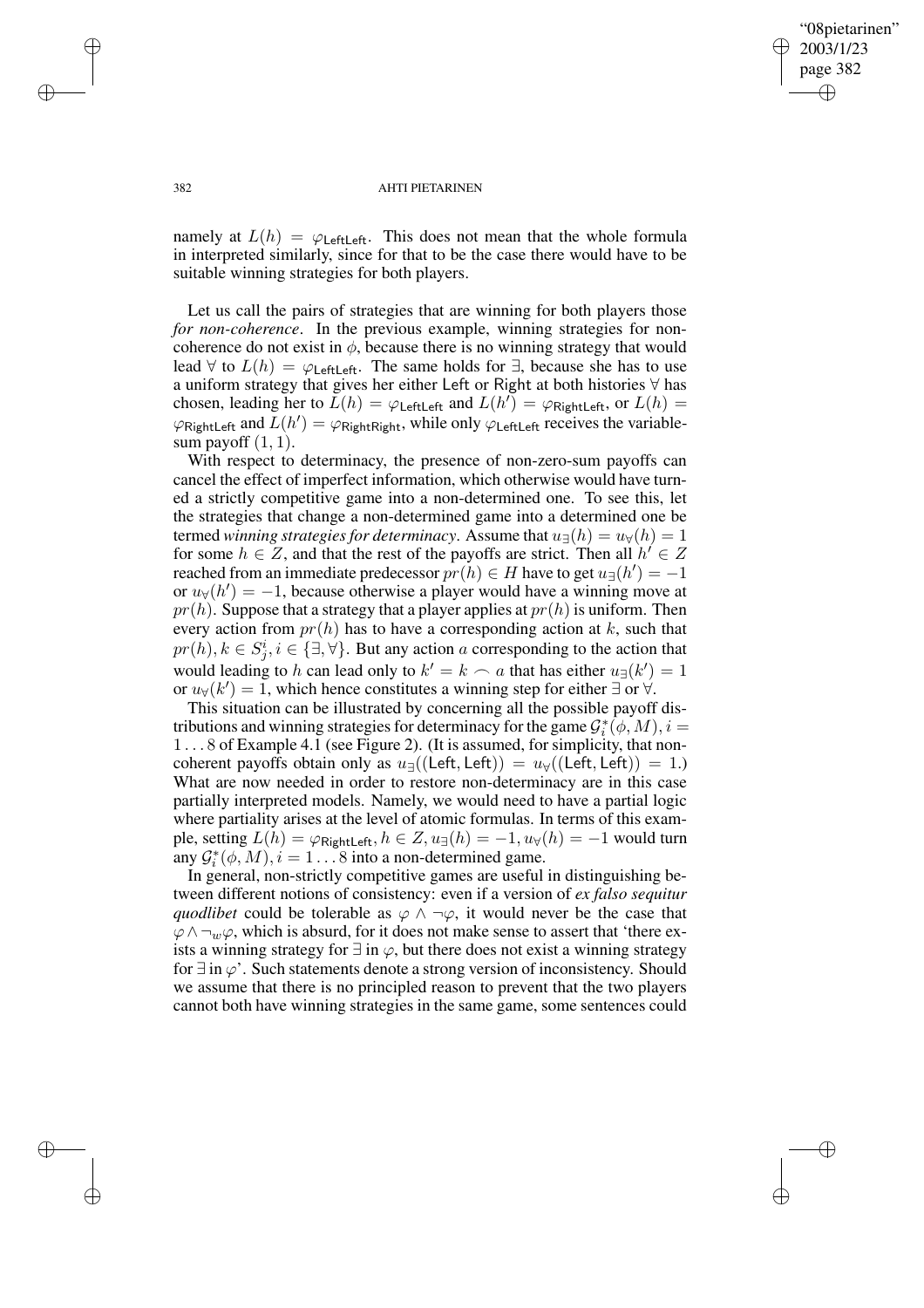namely at $L(h) = \varphi_{\mathsf{LeftLeft}}$. This does not mean that the whole formula in interpreted similarly, since for that to be the case there would have to be suitable winning strategies for both players.

Let us call the pairs of strategies that are winning for both players those *for non-coherence*. In the previous example, winning strategies for non-coherence do not exist in $\phi$, because there is no winning strategy that would lead $\forall$ to $L(h) = \varphi_{\mathsf{LeftLeft}}$. The same holds for $\exists$, because she has to use a uniform strategy that gives her either Left or Right at both histories $\forall$ has chosen, leading her to $L(h) = \varphi_{\mathsf{LeftLeft}}$ and $L(h') = \varphi_{\mathsf{RightLeft}}$, or $L(h) = \varphi_{\mathsf{RightLeft}}$ and $L(h') = \varphi_{\mathsf{RightRight}}$, while only $\varphi_{\mathsf{LeftLeft}}$ receives the variable-sum payoff $(1, 1)$.

With respect to determinacy, the presence of non-zero-sum payoffs can cancel the effect of imperfect information, which otherwise would have turned a strictly competitive game into a non-determined one. To see this, let the strategies that change a non-determined game into a determined one be termed *winning strategies for determinacy*. Assume that $u_{\exists}(h) = u_{\forall}(h) = 1$ for some $h \in Z$, and that the rest of the payoffs are strict. Then all $h' \in Z$ reached from an immediate predecessor $pr(h) \in H$ have to get $u_{\exists}(h') = -1$ or $u_{\forall}(h') = -1$, because otherwise a player would have a winning move at $pr(h)$. Suppose that a strategy that a player applies at $pr(h)$ is uniform. Then every action from $pr(h)$ has to have a corresponding action at $k$, such that $pr(h), k \in S^i_j, i \in \{\exists, \forall\}$. But any action $a$ corresponding to the action that would leading to $h$ can lead only to $k' = k \frown a$ that has either $u_{\exists}(k') = 1$ or $u_{\forall}(k') = 1$, which hence constitutes a winning step for either $\exists$ or $\forall$.

This situation can be illustrated by concerning all the possible payoff distributions and winning strategies for determinacy for the game $\mathcal{G}^*_i(\phi, M), i = 1 \ldots 8$ of Example 4.1 (see Figure 2). (It is assumed, for simplicity, that non-coherent payoffs obtain only as $u_{\exists}((\mathsf{Left}, \mathsf{Left})) = u_{\forall}((\mathsf{Left}, \mathsf{Left})) = 1$.) What are now needed in order to restore non-determinacy are in this case partially interpreted models. Namely, we would need to have a partial logic where partiality arises at the level of atomic formulas. In terms of this example, setting $L(h) = \varphi_{\mathsf{RightLeft}}, h \in Z, u_{\exists}(h) = -1, u_{\forall}(h) = -1$ would turn any $\mathcal{G}^*_i(\phi, M), i = 1 \ldots 8$ into a non-determined game.

In general, non-strictly competitive games are useful in distinguishing between different notions of consistency: even if a version of *ex falso sequitur quodlibet* could be tolerable as $\varphi \wedge \neg\varphi$, it would never be the case that $\varphi \wedge \neg_w \varphi$, which is absurd, for it does not make sense to assert that 'there exists a winning strategy for $\exists$ in $\varphi$, but there does not exist a winning strategy for $\exists$ in $\varphi$'. Such statements denote a strong version of inconsistency. Should we assume that there is no principled reason to prevent that the two players cannot both have winning strategies in the same game, some sentences could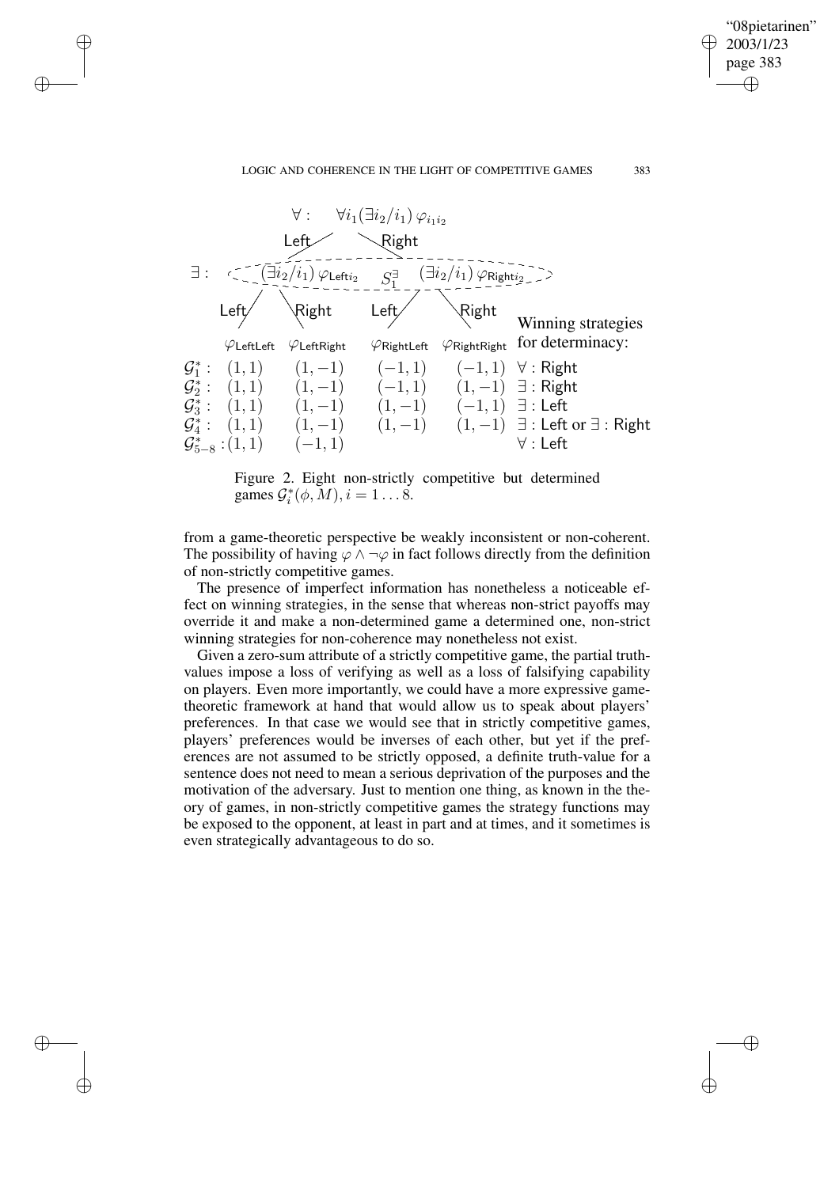$\forall$ : $\forall i_1 (\exists i_2/i_1)\, \varphi_{i_1 i_2}$

Left / Right

$\exists$ : $(\exists i_2/i_1)\, \varphi_{\mathsf{Left}i_2}$ $\quad S_1^{\exists} \quad$ $(\exists i_2/i_1)\, \varphi_{\mathsf{Right}i_2}$

Left / Right / Left / Right

| | $\varphi_{\mathsf{LeftLeft}}$ | $\varphi_{\mathsf{LeftRight}}$ | $\varphi_{\mathsf{RightLeft}}$ | $\varphi_{\mathsf{RightRight}}$ | Winning strategies for determinacy: |
|---|---|---|---|---|---|
| $\mathcal{G}_1^*$ : | $(1,1)$ | $(1,-1)$ | $(-1,1)$ | $(-1,1)$ | $\forall$ : Right |
| $\mathcal{G}_2^*$ : | $(1,1)$ | $(1,-1)$ | $(-1,1)$ | $(1,-1)$ | $\exists$ : Right |
| $\mathcal{G}_3^*$ : | $(1,1)$ | $(1,-1)$ | $(1,-1)$ | $(-1,1)$ | $\exists$ : Left |
| $\mathcal{G}_4^*$ : | $(1,1)$ | $(1,-1)$ | $(1,-1)$ | $(1,-1)$ | $\exists$ : Left or $\exists$ : Right |
| $\mathcal{G}_{5-8}^*$ : | $(1,1)$ | $(-1,1)$ | | | $\forall$ : Left |

Figure 2. Eight non-strictly competitive but determined games $\mathcal{G}_i^*(\phi, M), i = 1 \ldots 8$.

from a game-theoretic perspective be weakly inconsistent or non-coherent. The possibility of having $\varphi \wedge \neg\varphi$ in fact follows directly from the definition of non-strictly competitive games.

The presence of imperfect information has nonetheless a noticeable effect on winning strategies, in the sense that whereas non-strict payoffs may override it and make a non-determined game a determined one, non-strict winning strategies for non-coherence may nonetheless not exist.

Given a zero-sum attribute of a strictly competitive game, the partial truth-values impose a loss of verifying as well as a loss of falsifying capability on players. Even more importantly, we could have a more expressive game-theoretic framework at hand that would allow us to speak about players' preferences. In that case we would see that in strictly competitive games, players' preferences would be inverses of each other, but yet if the preferences are not assumed to be strictly opposed, a definite truth-value for a sentence does not need to mean a serious deprivation of the purposes and the motivation of the adversary. Just to mention one thing, as known in the theory of games, in non-strictly competitive games the strategy functions may be exposed to the opponent, at least in part and at times, and it sometimes is even strategically advantageous to do so.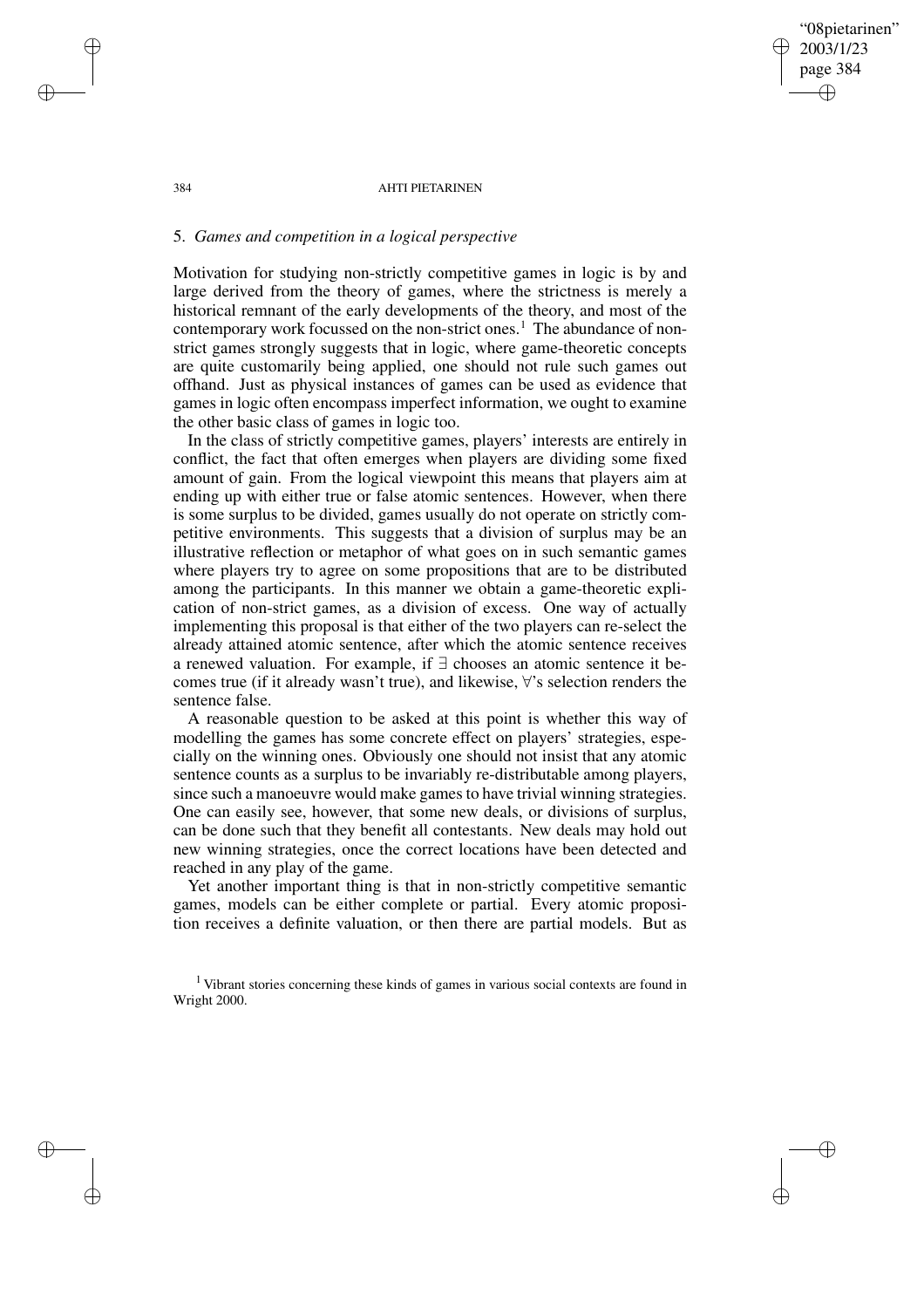## 5. *Games and competition in a logical perspective*

Motivation for studying non-strictly competitive games in logic is by and large derived from the theory of games, where the strictness is merely a historical remnant of the early developments of the theory, and most of the contemporary work focussed on the non-strict ones.[1] The abundance of non-strict games strongly suggests that in logic, where game-theoretic concepts are quite customarily being applied, one should not rule such games out offhand. Just as physical instances of games can be used as evidence that games in logic often encompass imperfect information, we ought to examine the other basic class of games in logic too.

In the class of strictly competitive games, players' interests are entirely in conflict, the fact that often emerges when players are dividing some fixed amount of gain. From the logical viewpoint this means that players aim at ending up with either true or false atomic sentences. However, when there is some surplus to be divided, games usually do not operate on strictly competitive environments. This suggests that a division of surplus may be an illustrative reflection or metaphor of what goes on in such semantic games where players try to agree on some propositions that are to be distributed among the participants. In this manner we obtain a game-theoretic explication of non-strict games, as a division of excess. One way of actually implementing this proposal is that either of the two players can re-select the already attained atomic sentence, after which the atomic sentence receives a renewed valuation. For example, if $\exists$ chooses an atomic sentence it becomes true (if it already wasn't true), and likewise, $\forall$'s selection renders the sentence false.

A reasonable question to be asked at this point is whether this way of modelling the games has some concrete effect on players' strategies, especially on the winning ones. Obviously one should not insist that any atomic sentence counts as a surplus to be invariably re-distributable among players, since such a manoeuvre would make games to have trivial winning strategies. One can easily see, however, that some new deals, or divisions of surplus, can be done such that they benefit all contestants. New deals may hold out new winning strategies, once the correct locations have been detected and reached in any play of the game.

Yet another important thing is that in non-strictly competitive semantic games, models can be either complete or partial. Every atomic proposition receives a definite valuation, or then there are partial models. But as

[1] Vibrant stories concerning these kinds of games in various social contexts are found in Wright 2000.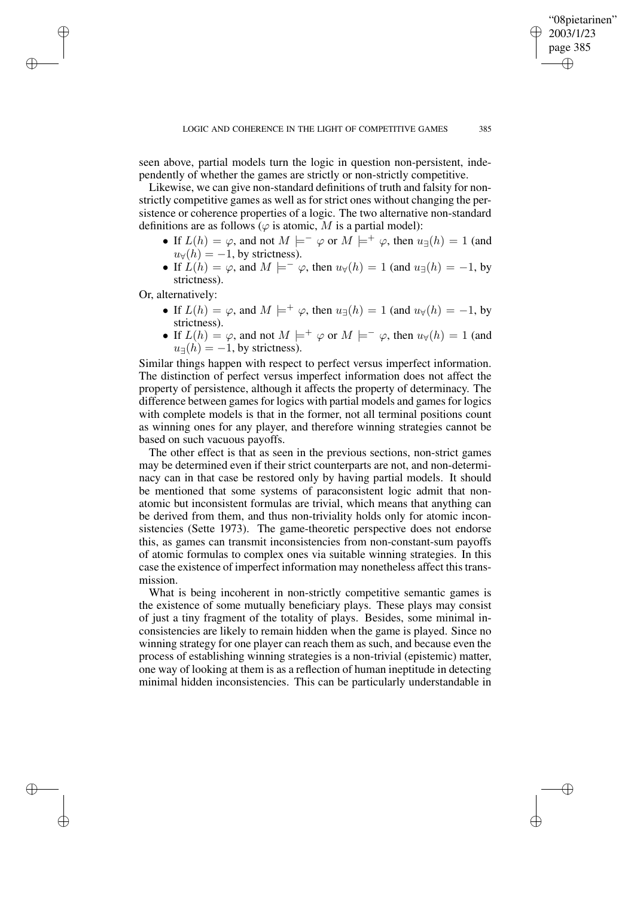seen above, partial models turn the logic in question non-persistent, independently of whether the games are strictly or non-strictly competitive.

Likewise, we can give non-standard definitions of truth and falsity for non-strictly competitive games as well as for strict ones without changing the persistence or coherence properties of a logic. The two alternative non-standard definitions are as follows ($\varphi$ is atomic, $M$ is a partial model):

- If $L(h) = \varphi$, and not $M \models^- \varphi$ or $M \models^+ \varphi$, then $u_\exists(h) = 1$ (and $u_\forall(h) = -1$, by strictness).
- If $L(h) = \varphi$, and $M \models^- \varphi$, then $u_\forall(h) = 1$ (and $u_\exists(h) = -1$, by strictness).

Or, alternatively:

- If $L(h) = \varphi$, and $M \models^+ \varphi$, then $u_\exists(h) = 1$ (and $u_\forall(h) = -1$, by strictness).
- If $L(h) = \varphi$, and not $M \models^+ \varphi$ or $M \models^- \varphi$, then $u_\forall(h) = 1$ (and $u_\exists(h) = -1$, by strictness).

Similar things happen with respect to perfect versus imperfect information. The distinction of perfect versus imperfect information does not affect the property of persistence, although it affects the property of determinacy. The difference between games for logics with partial models and games for logics with complete models is that in the former, not all terminal positions count as winning ones for any player, and therefore winning strategies cannot be based on such vacuous payoffs.

The other effect is that as seen in the previous sections, non-strict games may be determined even if their strict counterparts are not, and non-determinacy can in that case be restored only by having partial models. It should be mentioned that some systems of paraconsistent logic admit that non-atomic but inconsistent formulas are trivial, which means that anything can be derived from them, and thus non-triviality holds only for atomic inconsistencies (Sette 1973). The game-theoretic perspective does not endorse this, as games can transmit inconsistencies from non-constant-sum payoffs of atomic formulas to complex ones via suitable winning strategies. In this case the existence of imperfect information may nonetheless affect this transmission.

What is being incoherent in non-strictly competitive semantic games is the existence of some mutually beneficiary plays. These plays may consist of just a tiny fragment of the totality of plays. Besides, some minimal inconsistencies are likely to remain hidden when the game is played. Since no winning strategy for one player can reach them as such, and because even the process of establishing winning strategies is a non-trivial (epistemic) matter, one way of looking at them is as a reflection of human ineptitude in detecting minimal hidden inconsistencies. This can be particularly understandable in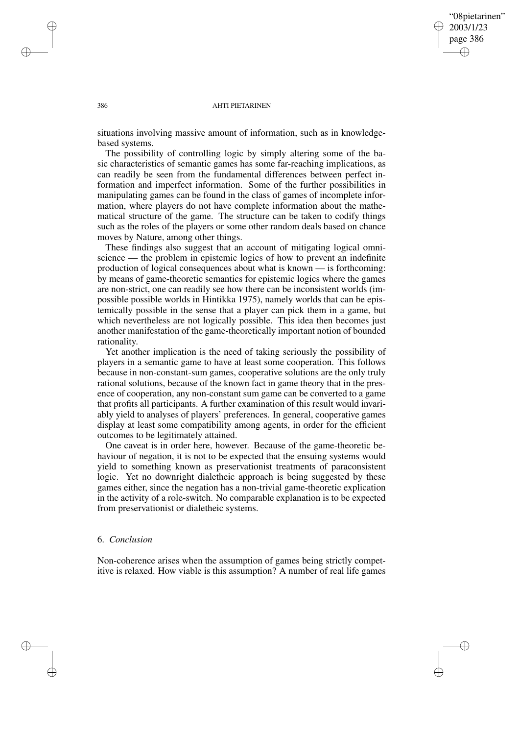situations involving massive amount of information, such as in knowledge-based systems.

The possibility of controlling logic by simply altering some of the basic characteristics of semantic games has some far-reaching implications, as can readily be seen from the fundamental differences between perfect information and imperfect information. Some of the further possibilities in manipulating games can be found in the class of games of incomplete information, where players do not have complete information about the mathematical structure of the game. The structure can be taken to codify things such as the roles of the players or some other random deals based on chance moves by Nature, among other things.

These findings also suggest that an account of mitigating logical omniscience — the problem in epistemic logics of how to prevent an indefinite production of logical consequences about what is known — is forthcoming: by means of game-theoretic semantics for epistemic logics where the games are non-strict, one can readily see how there can be inconsistent worlds (impossible possible worlds in Hintikka 1975), namely worlds that can be epistemically possible in the sense that a player can pick them in a game, but which nevertheless are not logically possible. This idea then becomes just another manifestation of the game-theoretically important notion of bounded rationality.

Yet another implication is the need of taking seriously the possibility of players in a semantic game to have at least some cooperation. This follows because in non-constant-sum games, cooperative solutions are the only truly rational solutions, because of the known fact in game theory that in the presence of cooperation, any non-constant sum game can be converted to a game that profits all participants. A further examination of this result would invariably yield to analyses of players' preferences. In general, cooperative games display at least some compatibility among agents, in order for the efficient outcomes to be legitimately attained.

One caveat is in order here, however. Because of the game-theoretic behaviour of negation, it is not to be expected that the ensuing systems would yield to something known as preservationist treatments of paraconsistent logic. Yet no downright dialetheic approach is being suggested by these games either, since the negation has a non-trivial game-theoretic explication in the activity of a role-switch. No comparable explanation is to be expected from preservationist or dialetheic systems.

## 6. *Conclusion*

Non-coherence arises when the assumption of games being strictly competitive is relaxed. How viable is this assumption? A number of real life games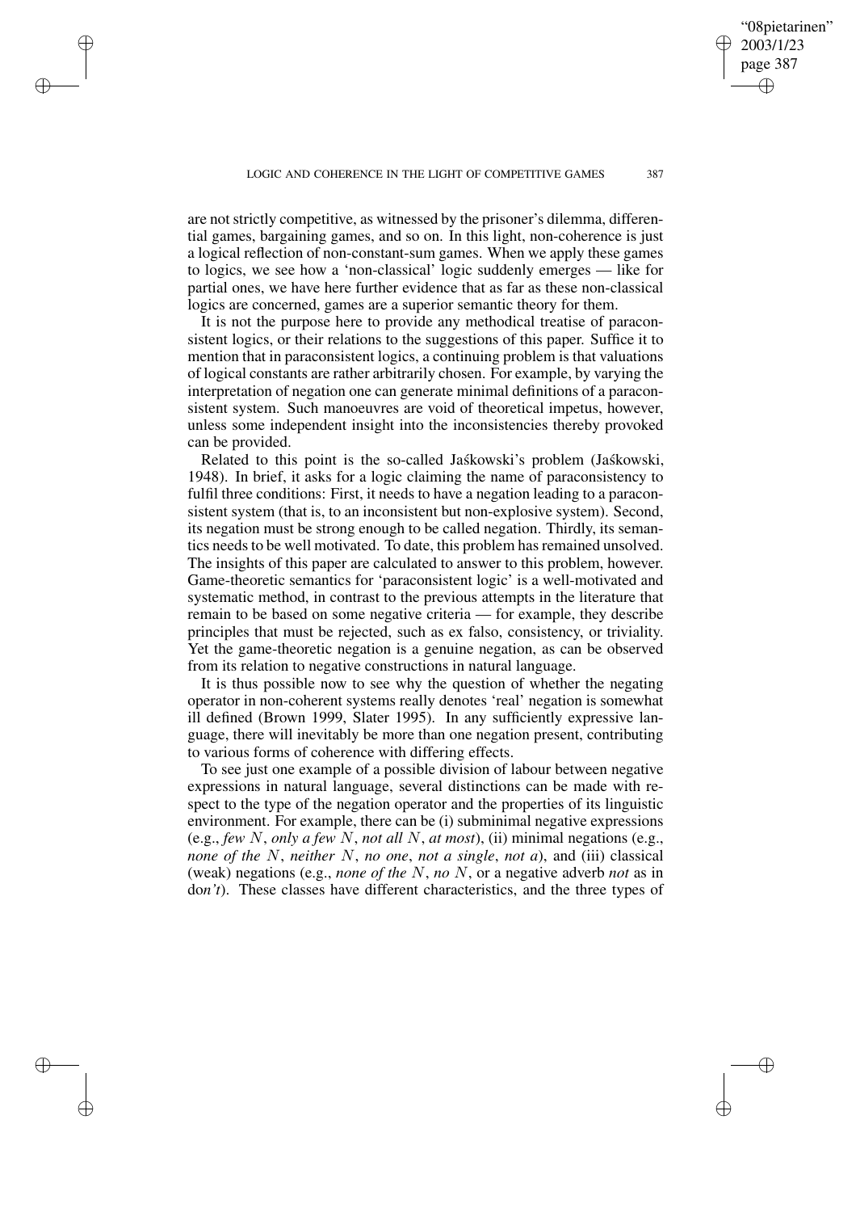are not strictly competitive, as witnessed by the prisoner's dilemma, differential games, bargaining games, and so on. In this light, non-coherence is just a logical reflection of non-constant-sum games. When we apply these games to logics, we see how a 'non-classical' logic suddenly emerges — like for partial ones, we have here further evidence that as far as these non-classical logics are concerned, games are a superior semantic theory for them.

It is not the purpose here to provide any methodical treatise of paraconsistent logics, or their relations to the suggestions of this paper. Suffice it to mention that in paraconsistent logics, a continuing problem is that valuations of logical constants are rather arbitrarily chosen. For example, by varying the interpretation of negation one can generate minimal definitions of a paraconsistent system. Such manoeuvres are void of theoretical impetus, however, unless some independent insight into the inconsistencies thereby provoked can be provided.

Related to this point is the so-called Jaśkowski's problem (Jaśkowski, 1948). In brief, it asks for a logic claiming the name of paraconsistency to fulfil three conditions: First, it needs to have a negation leading to a paraconsistent system (that is, to an inconsistent but non-explosive system). Second, its negation must be strong enough to be called negation. Thirdly, its semantics needs to be well motivated. To date, this problem has remained unsolved. The insights of this paper are calculated to answer to this problem, however. Game-theoretic semantics for 'paraconsistent logic' is a well-motivated and systematic method, in contrast to the previous attempts in the literature that remain to be based on some negative criteria — for example, they describe principles that must be rejected, such as ex falso, consistency, or triviality. Yet the game-theoretic negation is a genuine negation, as can be observed from its relation to negative constructions in natural language.

It is thus possible now to see why the question of whether the negating operator in non-coherent systems really denotes 'real' negation is somewhat ill defined (Brown 1999, Slater 1995). In any sufficiently expressive language, there will inevitably be more than one negation present, contributing to various forms of coherence with differing effects.

To see just one example of a possible division of labour between negative expressions in natural language, several distinctions can be made with respect to the type of the negation operator and the properties of its linguistic environment. For example, there can be (i) subminimal negative expressions (e.g., *few* $N$, *only a few* $N$, *not all* $N$, *at most*), (ii) minimal negations (e.g., *none of the* $N$, *neither* $N$, *no one*, *not a single*, *not a*), and (iii) classical (weak) negations (e.g., *none of the* $N$, *no* $N$, or a negative adverb *not* as in do*n't*). These classes have different characteristics, and the three types of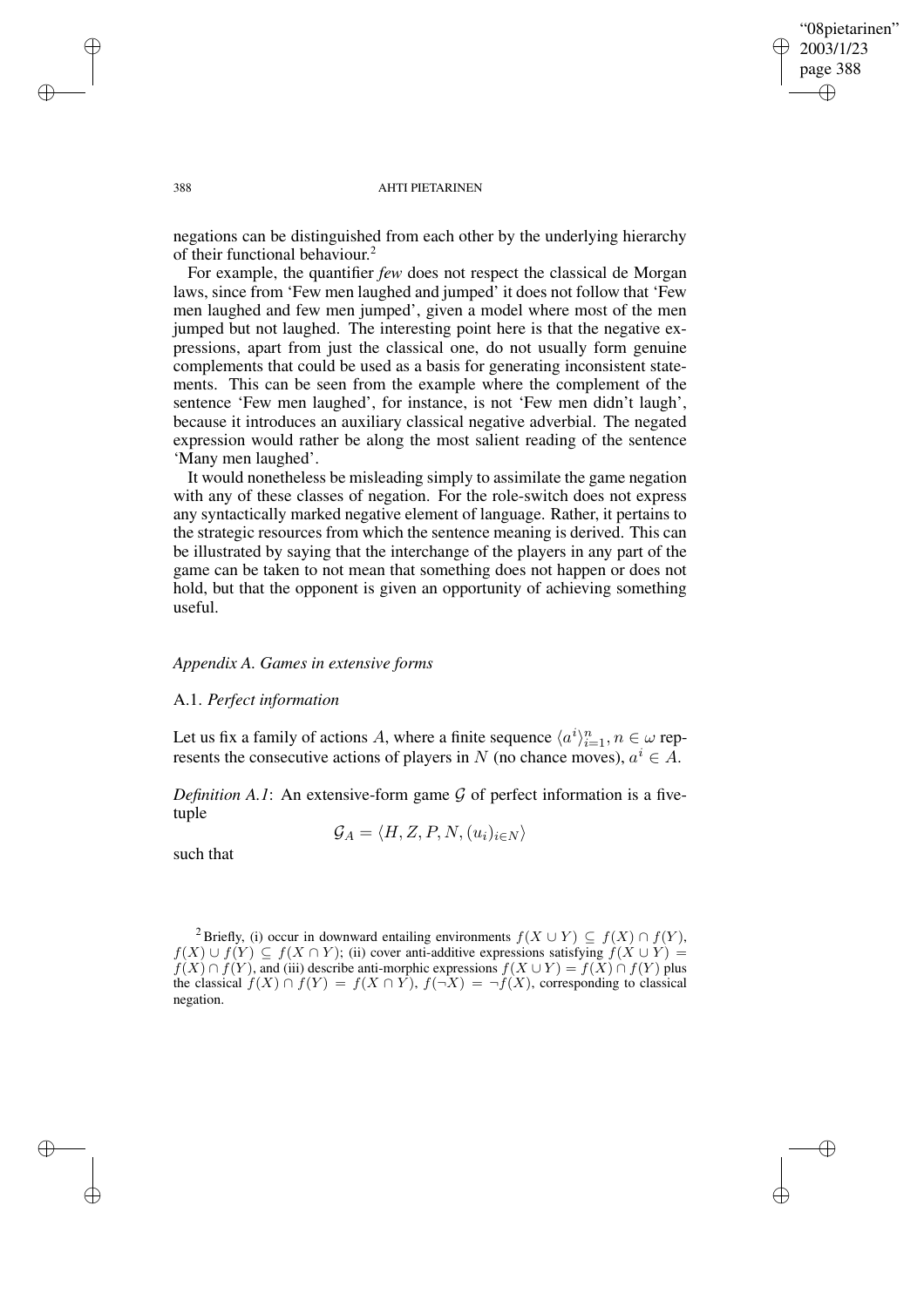negations can be distinguished from each other by the underlying hierarchy of their functional behaviour.[2]

For example, the quantifier *few* does not respect the classical de Morgan laws, since from 'Few men laughed and jumped' it does not follow that 'Few men laughed and few men jumped', given a model where most of the men jumped but not laughed. The interesting point here is that the negative expressions, apart from just the classical one, do not usually form genuine complements that could be used as a basis for generating inconsistent statements. This can be seen from the example where the complement of the sentence 'Few men laughed', for instance, is not 'Few men didn't laugh', because it introduces an auxiliary classical negative adverbial. The negated expression would rather be along the most salient reading of the sentence 'Many men laughed'.

It would nonetheless be misleading simply to assimilate the game negation with any of these classes of negation. For the role-switch does not express any syntactically marked negative element of language. Rather, it pertains to the strategic resources from which the sentence meaning is derived. This can be illustrated by saying that the interchange of the players in any part of the game can be taken to not mean that something does not happen or does not hold, but that the opponent is given an opportunity of achieving something useful.

## *Appendix A. Games in extensive forms*

### A.1. *Perfect information*

Let us fix a family of actions $A$, where a finite sequence $\langle a^i \rangle_{i=1}^n, n \in \omega$ represents the consecutive actions of players in $N$ (no chance moves), $a^i \in A$.

*Definition A.1*: An extensive-form game $\mathcal{G}$ of perfect information is a five-tuple

$$\mathcal{G}_A = \langle H, Z, P, N, (u_i)_{i \in N} \rangle$$

such that

[2] Briefly, (i) occur in downward entailing environments $f(X \cup Y) \subseteq f(X) \cap f(Y)$, $f(X) \cup f(Y) \subseteq f(X \cap Y)$; (ii) cover anti-additive expressions satisfying $f(X \cup Y) = f(X) \cap f(Y)$, and (iii) describe anti-morphic expressions $f(X \cup Y) = f(X) \cap f(Y)$ plus the classical $f(X) \cap f(Y) = f(X \cap Y)$, $f(\neg X) = \neg f(X)$, corresponding to classical negation.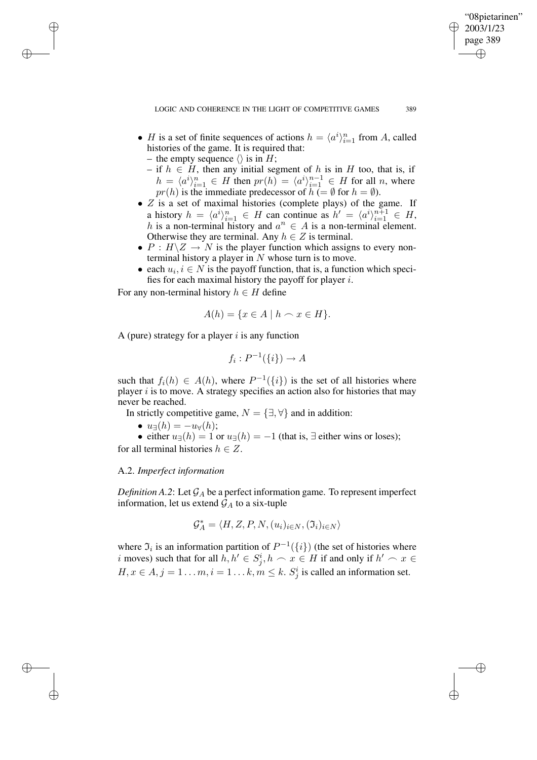- $H$ is a set of finite sequences of actions $h = \langle a^i \rangle_{i=1}^n$ from $A$, called histories of the game. It is required that:
  - the empty sequence $\langle \rangle$ is in $H$;
  - if $h \in H$, then any initial segment of $h$ is in $H$ too, that is, if $h = \langle a^i \rangle_{i=1}^n \in H$ then $pr(h) = \langle a^i \rangle_{i=1}^{n-1} \in H$ for all $n$, where $pr(h)$ is the immediate predecessor of $h$ ($= \emptyset$ for $h = \emptyset$).
- $Z$ is a set of maximal histories (complete plays) of the game. If a history $h = \langle a^i \rangle_{i=1}^n \in H$ can continue as $h' = \langle a^i \rangle_{i=1}^{n+1} \in H$, $h$ is a non-terminal history and $a^n \in A$ is a non-terminal element. Otherwise they are terminal. Any $h \in Z$ is terminal.
- $P : H \backslash Z \rightarrow N$ is the player function which assigns to every non-terminal history a player in $N$ whose turn is to move.
- each $u_i, i \in N$ is the payoff function, that is, a function which specifies for each maximal history the payoff for player $i$.

For any non-terminal history $h \in H$ define

$$A(h) = \{x \in A \mid h \frown x \in H\}.$$

A (pure) strategy for a player $i$ is any function

$$f_i : P^{-1}(\{i\}) \rightarrow A$$

such that $f_i(h) \in A(h)$, where $P^{-1}(\{i\})$ is the set of all histories where player $i$ is to move. A strategy specifies an action also for histories that may never be reached.

In strictly competitive game, $N = \{\exists, \forall\}$ and in addition:

- $u_\exists(h) = -u_\forall(h)$;
- either $u_\exists(h) = 1$ or $u_\exists(h) = -1$ (that is, $\exists$ either wins or loses);

for all terminal histories $h \in Z$.

### A.2. *Imperfect information*

*Definition A.2*: Let $\mathcal{G}_A$ be a perfect information game. To represent imperfect information, let us extend $\mathcal{G}_A$ to a six-tuple

$$\mathcal{G}_A^* = \langle H, Z, P, N, (u_i)_{i \in N}, (\mathfrak{I}_i)_{i \in N} \rangle$$

where $\mathfrak{I}_i$ is an information partition of $P^{-1}(\{i\})$ (the set of histories where $i$ moves) such that for all $h, h' \in S_j^i, h \frown x \in H$ if and only if $h' \frown x \in H, x \in A, j = 1 \ldots m, i = 1 \ldots k, m \leq k$. $S_j^i$ is called an information set.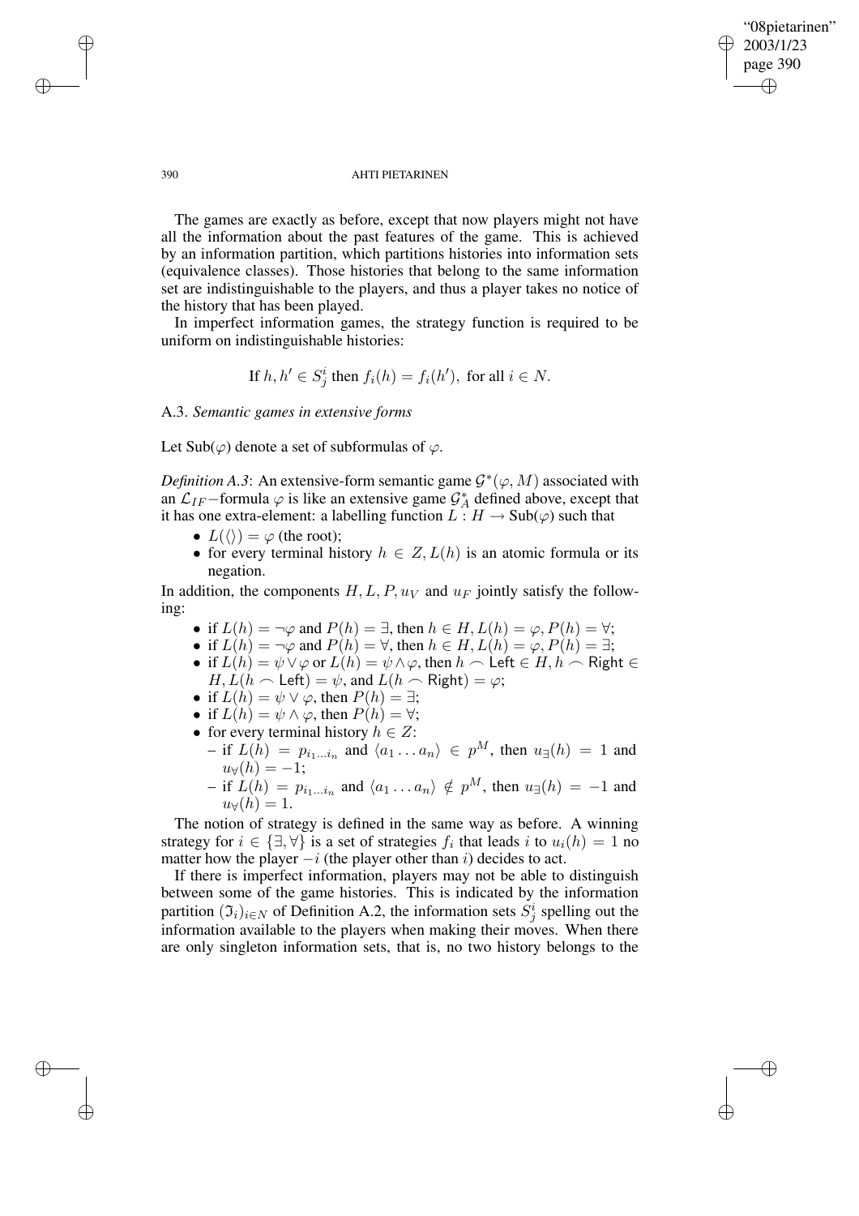The games are exactly as before, except that now players might not have all the information about the past features of the game. This is achieved by an information partition, which partitions histories into information sets (equivalence classes). Those histories that belong to the same information set are indistinguishable to the players, and thus a player takes no notice of the history that has been played.

In imperfect information games, the strategy function is required to be uniform on indistinguishable histories:

$$\text{If } h, h' \in S^i_j \text{ then } f_i(h) = f_i(h'), \text{ for all } i \in N.$$

### A.3. *Semantic games in extensive forms*

Let Sub($\varphi$) denote a set of subformulas of $\varphi$.

*Definition A.3*: An extensive-form semantic game $\mathcal{G}^*(\varphi, M)$ associated with an $\mathcal{L}_{IF}$−formula $\varphi$ is like an extensive game $\mathcal{G}^*_A$ defined above, except that it has one extra-element: a labelling function $L : H \rightarrow \text{Sub}(\varphi)$ such that

- $L(\langle\rangle) = \varphi$ (the root);
- for every terminal history $h \in Z, L(h)$ is an atomic formula or its negation.

In addition, the components $H, L, P, u_V$ and $u_F$ jointly satisfy the following:

- if $L(h) = \neg\varphi$ and $P(h) = \exists$, then $h \in H, L(h) = \varphi, P(h) = \forall$;
- if $L(h) = \neg\varphi$ and $P(h) = \forall$, then $h \in H, L(h) = \varphi, P(h) = \exists$;
- if $L(h) = \psi \vee \varphi$ or $L(h) = \psi \wedge \varphi$, then $h \frown \mathsf{Left} \in H, h \frown \mathsf{Right} \in H, L(h \frown \mathsf{Left}) = \psi$, and $L(h \frown \mathsf{Right}) = \varphi$;
- if $L(h) = \psi \vee \varphi$, then $P(h) = \exists$;
- if $L(h) = \psi \wedge \varphi$, then $P(h) = \forall$;
- for every terminal history $h \in Z$:
  - if $L(h) = p_{i_1 \ldots i_n}$ and $\langle a_1 \ldots a_n \rangle \in p^M$, then $u_\exists(h) = 1$ and $u_\forall(h) = -1$;
  - if $L(h) = p_{i_1 \ldots i_n}$ and $\langle a_1 \ldots a_n \rangle \notin p^M$, then $u_\exists(h) = -1$ and $u_\forall(h) = 1$.

The notion of strategy is defined in the same way as before. A winning strategy for $i \in \{\exists, \forall\}$ is a set of strategies $f_i$ that leads $i$ to $u_i(h) = 1$ no matter how the player $-i$ (the player other than $i$) decides to act.

If there is imperfect information, players may not be able to distinguish between some of the game histories. This is indicated by the information partition $(\mathfrak{I}_i)_{i \in N}$ of Definition A.2, the information sets $S^i_j$ spelling out the information available to the players when making their moves. When there are only singleton information sets, that is, no two history belongs to the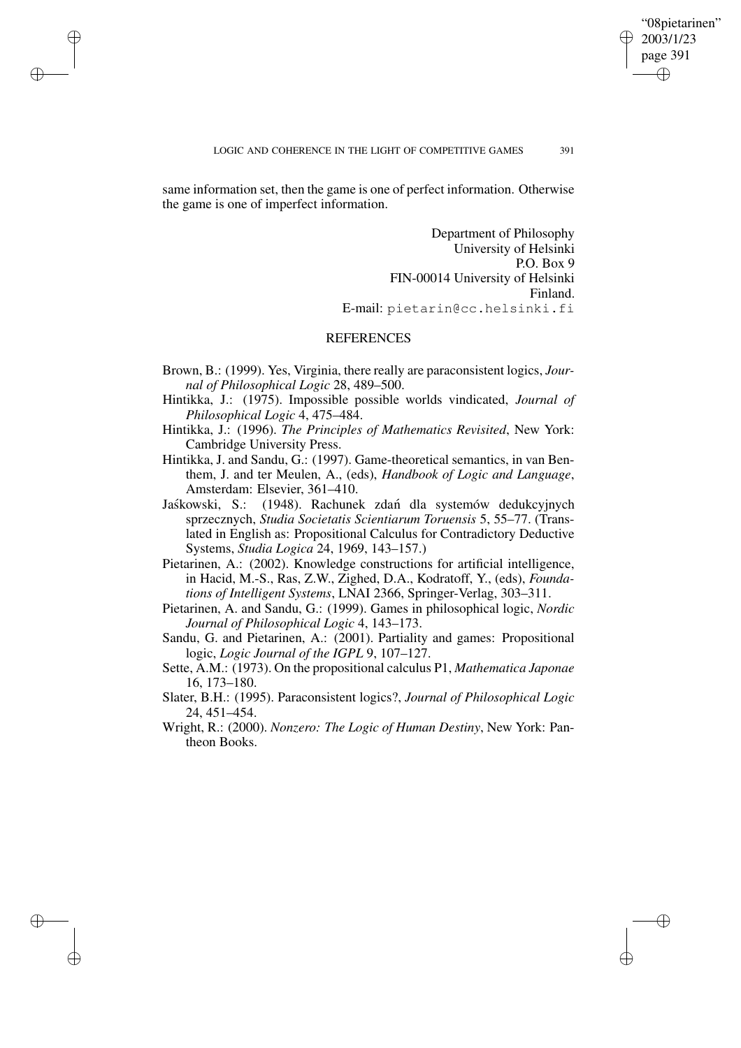same information set, then the game is one of perfect information. Otherwise the game is one of imperfect information.

Department of Philosophy
University of Helsinki
P.O. Box 9
FIN-00014 University of Helsinki
Finland.
E-mail: pietarin@cc.helsinki.fi

## REFERENCES

Brown, B.: (1999). Yes, Virginia, there really are paraconsistent logics, *Journal of Philosophical Logic* 28, 489–500.

Hintikka, J.: (1975). Impossible possible worlds vindicated, *Journal of Philosophical Logic* 4, 475–484.

Hintikka, J.: (1996). *The Principles of Mathematics Revisited*, New York: Cambridge University Press.

Hintikka, J. and Sandu, G.: (1997). Game-theoretical semantics, in van Benthem, J. and ter Meulen, A., (eds), *Handbook of Logic and Language*, Amsterdam: Elsevier, 361–410.

Jaśkowski, S.: (1948). Rachunek zdań dla systemów dedukcyjnych sprzecznych, *Studia Societatis Scientiarum Toruensis* 5, 55–77. (Translated in English as: Propositional Calculus for Contradictory Deductive Systems, *Studia Logica* 24, 1969, 143–157.)

Pietarinen, A.: (2002). Knowledge constructions for artificial intelligence, in Hacid, M.-S., Ras, Z.W., Zighed, D.A., Kodratoff, Y., (eds), *Foundations of Intelligent Systems*, LNAI 2366, Springer-Verlag, 303–311.

Pietarinen, A. and Sandu, G.: (1999). Games in philosophical logic, *Nordic Journal of Philosophical Logic* 4, 143–173.

Sandu, G. and Pietarinen, A.: (2001). Partiality and games: Propositional logic, *Logic Journal of the IGPL* 9, 107–127.

Sette, A.M.: (1973). On the propositional calculus P1, *Mathematica Japonae* 16, 173–180.

Slater, B.H.: (1995). Paraconsistent logics?, *Journal of Philosophical Logic* 24, 451–454.

Wright, R.: (2000). *Nonzero: The Logic of Human Destiny*, New York: Pantheon Books.